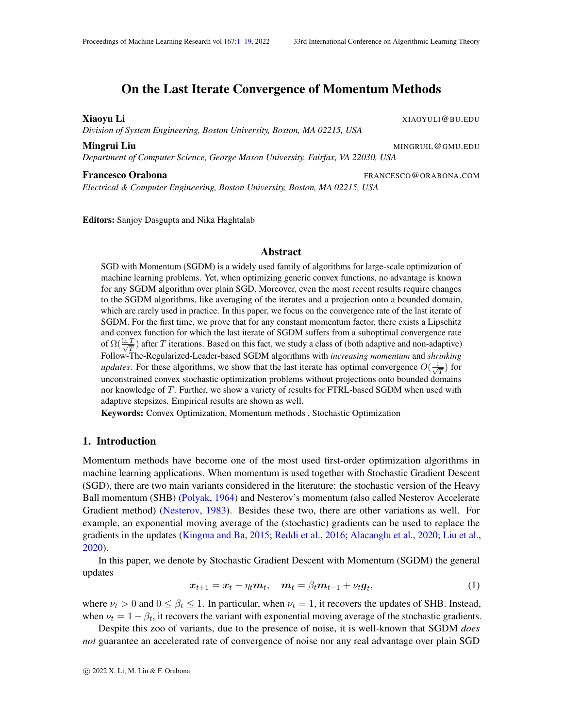# On the Last Iterate Convergence of Momentum Methods

**Xiaoyu Li** XIAOYULI@BU.EDU
*Division of System Engineering, Boston University, Boston, MA 02215, USA*

**Mingrui Liu** MINGRUIL@GMU.EDU
*Department of Computer Science, George Mason University, Fairfax, VA 22030, USA*

**Francesco Orabona** FRANCESCO@ORABONA.COM
*Electrical & Computer Engineering, Boston University, Boston, MA 02215, USA*

**Editors:** Sanjoy Dasgupta and Nika Haghtalab

## Abstract

SGD with Momentum (SGDM) is a widely used family of algorithms for large-scale optimization of machine learning problems. Yet, when optimizing generic convex functions, no advantage is known for any SGDM algorithm over plain SGD. Moreover, even the most recent results require changes to the SGDM algorithms, like averaging of the iterates and a projection onto a bounded domain, which are rarely used in practice. In this paper, we focus on the convergence rate of the last iterate of SGDM. For the first time, we prove that for any constant momentum factor, there exists a Lipschitz and convex function for which the last iterate of SGDM suffers from a suboptimal convergence rate of $\Omega(\frac{\ln T}{\sqrt{T}})$ after $T$ iterations. Based on this fact, we study a class of (both adaptive and non-adaptive) Follow-The-Regularized-Leader-based SGDM algorithms with *increasing momentum* and *shrinking updates*. For these algorithms, we show that the last iterate has optimal convergence $O(\frac{1}{\sqrt{T}})$ for unconstrained convex stochastic optimization problems without projections onto bounded domains nor knowledge of $T$. Further, we show a variety of results for FTRL-based SGDM when used with adaptive stepsizes. Empirical results are shown as well.

**Keywords:** Convex Optimization, Momentum methods , Stochastic Optimization

## 1. Introduction

Momentum methods have become one of the most used first-order optimization algorithms in machine learning applications. When momentum is used together with Stochastic Gradient Descent (SGD), there are two main variants considered in the literature: the stochastic version of the Heavy Ball momentum (SHB) (Polyak, 1964) and Nesterov's momentum (also called Nesterov Accelerate Gradient method) (Nesterov, 1983). Besides these two, there are other variations as well. For example, an exponential moving average of the (stochastic) gradients can be used to replace the gradients in the updates (Kingma and Ba, 2015; Reddi et al., 2016; Alacaoglu et al., 2020; Liu et al., 2020).

In this paper, we denote by Stochastic Gradient Descent with Momentum (SGDM) the general updates

$$\boldsymbol{x}_{t+1} = \boldsymbol{x}_t - \eta_t \boldsymbol{m}_t, \quad \boldsymbol{m}_t = \beta_t \boldsymbol{m}_{t-1} + \nu_t \boldsymbol{g}_t, \tag{1}$$

where $\nu_t > 0$ and $0 \leq \beta_t \leq 1$. In particular, when $\nu_t = 1$, it recovers the updates of SHB. Instead, when $\nu_t = 1 - \beta_t$, it recovers the variant with exponential moving average of the stochastic gradients.

Despite this zoo of variants, due to the presence of noise, it is well-known that SGDM *does not* guarantee an accelerated rate of convergence of noise nor any real advantage over plain SGD

© 2022 X. Li, M. Liu & F. Orabona.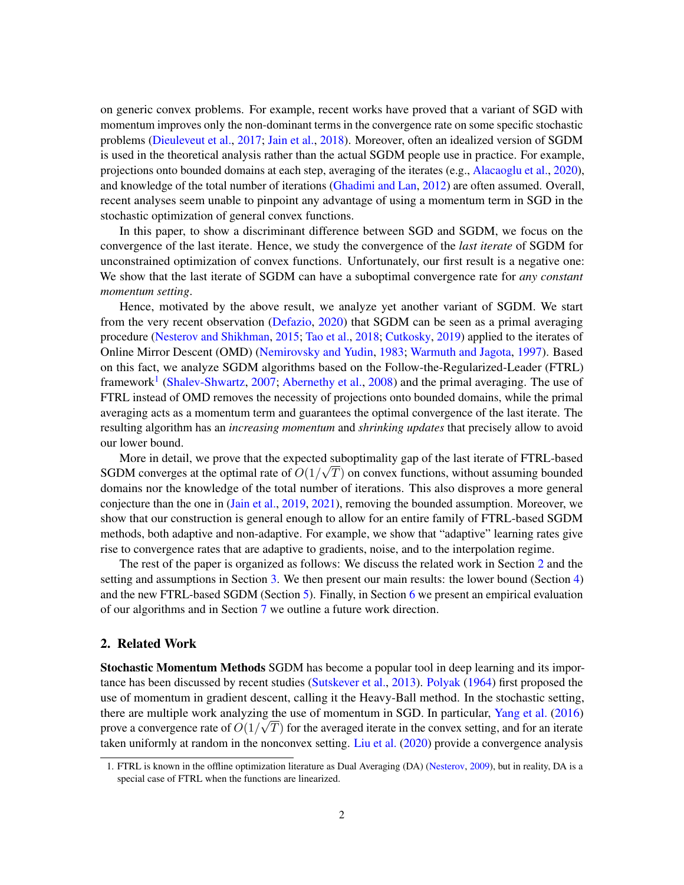on generic convex problems. For example, recent works have proved that a variant of SGD with momentum improves only the non-dominant terms in the convergence rate on some specific stochastic problems (Dieuleveut et al., 2017; Jain et al., 2018). Moreover, often an idealized version of SGDM is used in the theoretical analysis rather than the actual SGDM people use in practice. For example, projections onto bounded domains at each step, averaging of the iterates (e.g., Alacaoglu et al., 2020), and knowledge of the total number of iterations (Ghadimi and Lan, 2012) are often assumed. Overall, recent analyses seem unable to pinpoint any advantage of using a momentum term in SGD in the stochastic optimization of general convex functions.

In this paper, to show a discriminant difference between SGD and SGDM, we focus on the convergence of the last iterate. Hence, we study the convergence of the *last iterate* of SGDM for unconstrained optimization of convex functions. Unfortunately, our first result is a negative one: We show that the last iterate of SGDM can have a suboptimal convergence rate for *any constant momentum setting*.

Hence, motivated by the above result, we analyze yet another variant of SGDM. We start from the very recent observation (Defazio, 2020) that SGDM can be seen as a primal averaging procedure (Nesterov and Shikhman, 2015; Tao et al., 2018; Cutkosky, 2019) applied to the iterates of Online Mirror Descent (OMD) (Nemirovsky and Yudin, 1983; Warmuth and Jagota, 1997). Based on this fact, we analyze SGDM algorithms based on the Follow-the-Regularized-Leader (FTRL) framework[1] (Shalev-Shwartz, 2007; Abernethy et al., 2008) and the primal averaging. The use of FTRL instead of OMD removes the necessity of projections onto bounded domains, while the primal averaging acts as a momentum term and guarantees the optimal convergence of the last iterate. The resulting algorithm has an *increasing momentum* and *shrinking updates* that precisely allow to avoid our lower bound.

More in detail, we prove that the expected suboptimality gap of the last iterate of FTRL-based SGDM converges at the optimal rate of $O(1/\sqrt{T})$ on convex functions, without assuming bounded domains nor the knowledge of the total number of iterations. This also disproves a more general conjecture than the one in (Jain et al., 2019, 2021), removing the bounded assumption. Moreover, we show that our construction is general enough to allow for an entire family of FTRL-based SGDM methods, both adaptive and non-adaptive. For example, we show that "adaptive" learning rates give rise to convergence rates that are adaptive to gradients, noise, and to the interpolation regime.

The rest of the paper is organized as follows: We discuss the related work in Section 2 and the setting and assumptions in Section 3. We then present our main results: the lower bound (Section 4) and the new FTRL-based SGDM (Section 5). Finally, in Section 6 we present an empirical evaluation of our algorithms and in Section 7 we outline a future work direction.

## 2. Related Work

**Stochastic Momentum Methods** SGDM has become a popular tool in deep learning and its importance has been discussed by recent studies (Sutskever et al., 2013). Polyak (1964) first proposed the use of momentum in gradient descent, calling it the Heavy-Ball method. In the stochastic setting, there are multiple work analyzing the use of momentum in SGD. In particular, Yang et al. (2016) prove a convergence rate of $O(1/\sqrt{T})$ for the averaged iterate in the convex setting, and for an iterate taken uniformly at random in the nonconvex setting. Liu et al. (2020) provide a convergence analysis

1. FTRL is known in the offline optimization literature as Dual Averaging (DA) (Nesterov, 2009), but in reality, DA is a special case of FTRL when the functions are linearized.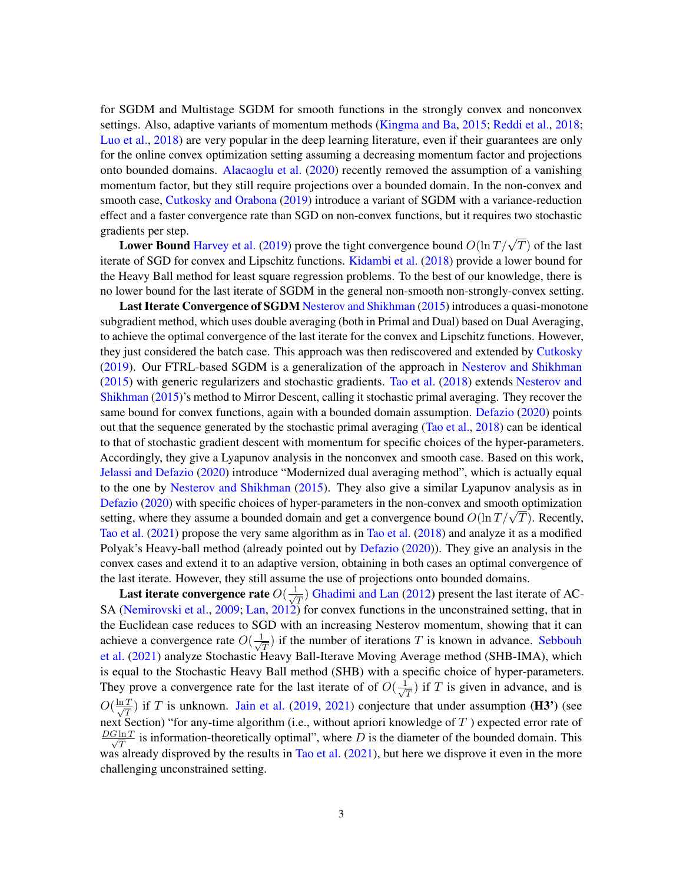for SGDM and Multistage SGDM for smooth functions in the strongly convex and nonconvex settings. Also, adaptive variants of momentum methods (Kingma and Ba, 2015; Reddi et al., 2018; Luo et al., 2018) are very popular in the deep learning literature, even if their guarantees are only for the online convex optimization setting assuming a decreasing momentum factor and projections onto bounded domains. Alacaoglu et al. (2020) recently removed the assumption of a vanishing momentum factor, but they still require projections over a bounded domain. In the non-convex and smooth case, Cutkosky and Orabona (2019) introduce a variant of SGDM with a variance-reduction effect and a faster convergence rate than SGD on non-convex functions, but it requires two stochastic gradients per step.

**Lower Bound** Harvey et al. (2019) prove the tight convergence bound $O(\ln T/\sqrt{T})$ of the last iterate of SGD for convex and Lipschitz functions. Kidambi et al. (2018) provide a lower bound for the Heavy Ball method for least square regression problems. To the best of our knowledge, there is no lower bound for the last iterate of SGDM in the general non-smooth non-strongly-convex setting.

**Last Iterate Convergence of SGDM** Nesterov and Shikhman (2015) introduces a quasi-monotone subgradient method, which uses double averaging (both in Primal and Dual) based on Dual Averaging, to achieve the optimal convergence of the last iterate for the convex and Lipschitz functions. However, they just considered the batch case. This approach was then rediscovered and extended by Cutkosky (2019). Our FTRL-based SGDM is a generalization of the approach in Nesterov and Shikhman (2015) with generic regularizers and stochastic gradients. Tao et al. (2018) extends Nesterov and Shikhman (2015)'s method to Mirror Descent, calling it stochastic primal averaging. They recover the same bound for convex functions, again with a bounded domain assumption. Defazio (2020) points out that the sequence generated by the stochastic primal averaging (Tao et al., 2018) can be identical to that of stochastic gradient descent with momentum for specific choices of the hyper-parameters. Accordingly, they give a Lyapunov analysis in the nonconvex and smooth case. Based on this work, Jelassi and Defazio (2020) introduce "Modernized dual averaging method", which is actually equal to the one by Nesterov and Shikhman (2015). They also give a similar Lyapunov analysis as in Defazio (2020) with specific choices of hyper-parameters in the non-convex and smooth optimization setting, where they assume a bounded domain and get a convergence bound $O(\ln T/\sqrt{T})$. Recently, Tao et al. (2021) propose the very same algorithm as in Tao et al. (2018) and analyze it as a modified Polyak's Heavy-ball method (already pointed out by Defazio (2020)). They give an analysis in the convex cases and extend it to an adaptive version, obtaining in both cases an optimal convergence of the last iterate. However, they still assume the use of projections onto bounded domains.

**Last iterate convergence rate** $O(\frac{1}{\sqrt{T}})$ Ghadimi and Lan (2012) present the last iterate of AC-SA (Nemirovski et al., 2009; Lan, 2012) for convex functions in the unconstrained setting, that in the Euclidean case reduces to SGD with an increasing Nesterov momentum, showing that it can achieve a convergence rate $O(\frac{1}{\sqrt{T}})$ if the number of iterations $T$ is known in advance. Sebbouh et al. (2021) analyze Stochastic Heavy Ball-Iterave Moving Average method (SHB-IMA), which is equal to the Stochastic Heavy Ball method (SHB) with a specific choice of hyper-parameters. They prove a convergence rate for the last iterate of of $O(\frac{1}{\sqrt{T}})$ if $T$ is given in advance, and is $O(\frac{\ln T}{\sqrt{T}})$ if $T$ is unknown. Jain et al. (2019, 2021) conjecture that under assumption **(H3')** (see next Section) "for any-time algorithm (i.e., without apriori knowledge of $T$ ) expected error rate of $\frac{DG \ln T}{\sqrt{T}}$ is information-theoretically optimal", where $D$ is the diameter of the bounded domain. This was already disproved by the results in Tao et al. (2021), but here we disprove it even in the more challenging unconstrained setting.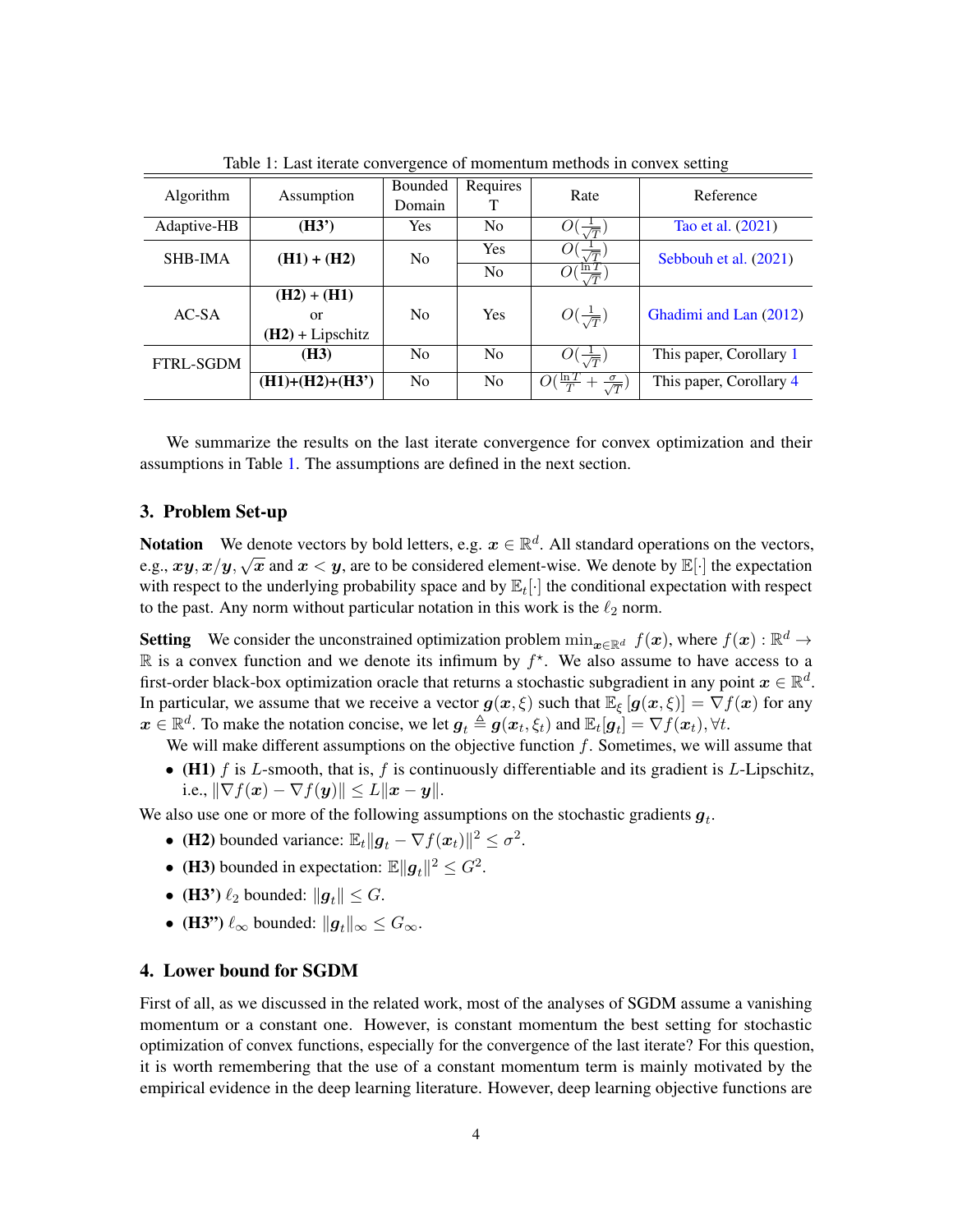Table 1: Last iterate convergence of momentum methods in convex setting

| Algorithm | Assumption | Bounded Domain | Requires T | Rate | Reference |
|---|---|---|---|---|---|
| Adaptive-HB | **(H3')** | Yes | No | $O(\frac{1}{\sqrt{T}})$ | Tao et al. (2021) |
| SHB-IMA | **(H1)** + **(H2)** | No | Yes | $O(\frac{1}{\sqrt{T}})$ | Sebbouh et al. (2021) |
| | | | No | $O(\frac{\ln T}{\sqrt{T}})$ | |
| AC-SA | **(H2)** + **(H1)** or **(H2)** + Lipschitz | No | Yes | $O(\frac{1}{\sqrt{T}})$ | Ghadimi and Lan (2012) |
| FTRL-SGDM | **(H3)** | No | No | $O(\frac{1}{\sqrt{T}})$ | This paper, Corollary 1 |
| | **(H1)+(H2)+(H3')** | No | No | $O(\frac{\ln T}{T} + \frac{\sigma}{\sqrt{T}})$ | This paper, Corollary 4 |

We summarize the results on the last iterate convergence for convex optimization and their assumptions in Table 1. The assumptions are defined in the next section.

## 3. Problem Set-up

**Notation** We denote vectors by bold letters, e.g. $\boldsymbol{x} \in \mathbb{R}^d$. All standard operations on the vectors, e.g., $\boldsymbol{x}\boldsymbol{y}, \boldsymbol{x}/\boldsymbol{y}, \sqrt{\boldsymbol{x}}$ and $\boldsymbol{x} < \boldsymbol{y}$, are to be considered element-wise. We denote by $\mathbb{E}[\cdot]$ the expectation with respect to the underlying probability space and by $\mathbb{E}_t[\cdot]$ the conditional expectation with respect to the past. Any norm without particular notation in this work is the $\ell_2$ norm.

**Setting** We consider the unconstrained optimization problem $\min_{\boldsymbol{x}\in\mathbb{R}^d} \ f(\boldsymbol{x})$, where $f(\boldsymbol{x}) : \mathbb{R}^d \to \mathbb{R}$ is a convex function and we denote its infimum by $f^\star$. We also assume to have access to a first-order black-box optimization oracle that returns a stochastic subgradient in any point $\boldsymbol{x} \in \mathbb{R}^d$. In particular, we assume that we receive a vector $\boldsymbol{g}(\boldsymbol{x}, \xi)$ such that $\mathbb{E}_\xi [\boldsymbol{g}(\boldsymbol{x}, \xi)] = \nabla f(\boldsymbol{x})$ for any $\boldsymbol{x} \in \mathbb{R}^d$. To make the notation concise, we let $\boldsymbol{g}_t \triangleq \boldsymbol{g}(\boldsymbol{x}_t, \xi_t)$ and $\mathbb{E}_t[\boldsymbol{g}_t] = \nabla f(\boldsymbol{x}_t), \forall t$.

We will make different assumptions on the objective function $f$. Sometimes, we will assume that

- **(H1)** $f$ is $L$-smooth, that is, $f$ is continuously differentiable and its gradient is $L$-Lipschitz, i.e., $\|\nabla f(\boldsymbol{x}) - \nabla f(\boldsymbol{y})\| \le L\|\boldsymbol{x} - \boldsymbol{y}\|$.

We also use one or more of the following assumptions on the stochastic gradients $\boldsymbol{g}_t$.

- **(H2)** bounded variance: $\mathbb{E}_t\|\boldsymbol{g}_t - \nabla f(\boldsymbol{x}_t)\|^2 \le \sigma^2$.
- **(H3)** bounded in expectation: $\mathbb{E}\|\boldsymbol{g}_t\|^2 \le G^2$.
- **(H3')** $\ell_2$ bounded: $\|\boldsymbol{g}_t\| \le G$.
- **(H3")** $\ell_\infty$ bounded: $\|\boldsymbol{g}_t\|_\infty \le G_\infty$.

## 4. Lower bound for SGDM

First of all, as we discussed in the related work, most of the analyses of SGDM assume a vanishing momentum or a constant one. However, is constant momentum the best setting for stochastic optimization of convex functions, especially for the convergence of the last iterate? For this question, it is worth remembering that the use of a constant momentum term is mainly motivated by the empirical evidence in the deep learning literature. However, deep learning objective functions are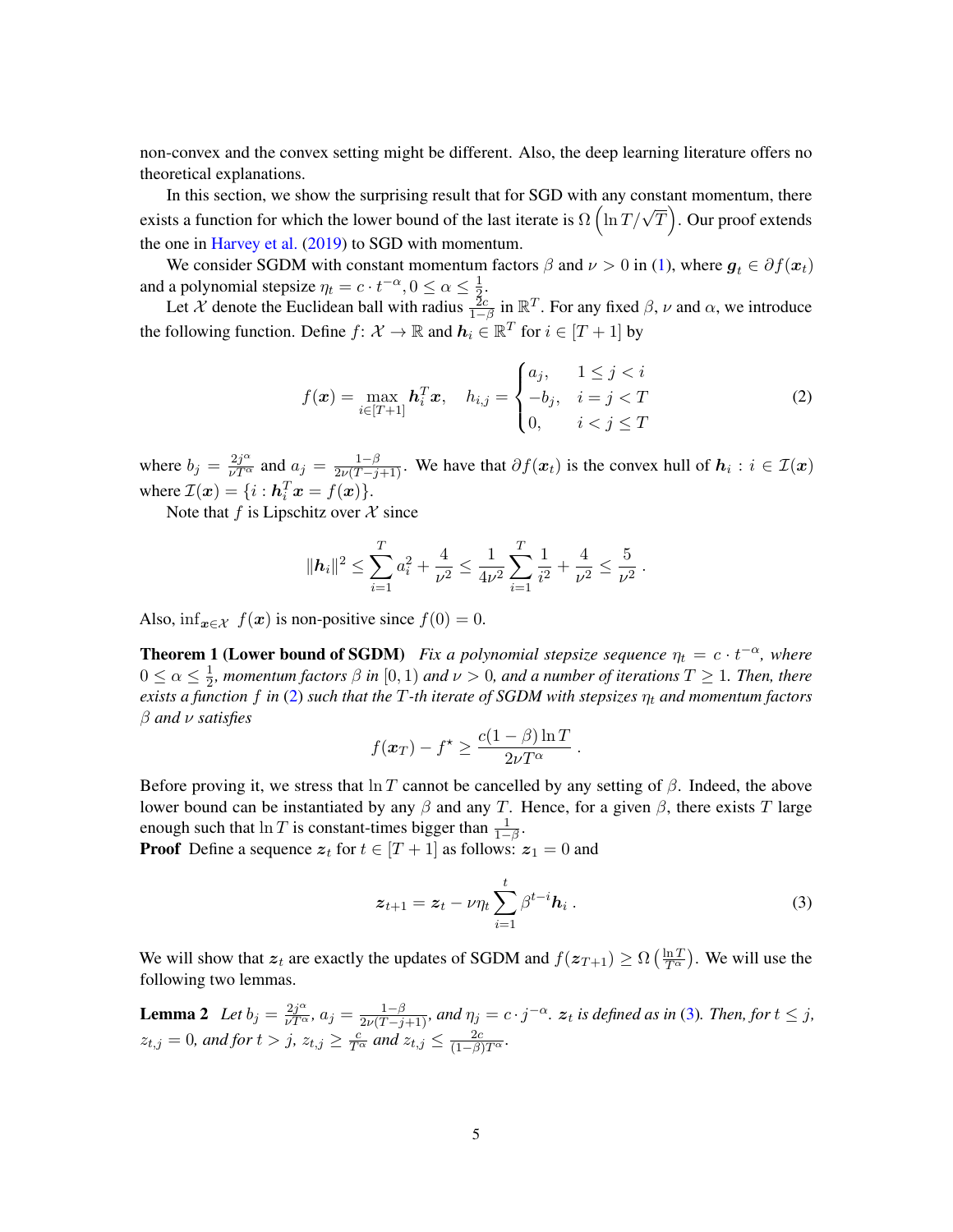non-convex and the convex setting might be different. Also, the deep learning literature offers no theoretical explanations.

In this section, we show the surprising result that for SGD with any constant momentum, there exists a function for which the lower bound of the last iterate is $\Omega\left(\ln T/\sqrt{T}\right)$. Our proof extends the one in Harvey et al. (2019) to SGD with momentum.

We consider SGDM with constant momentum factors $\beta$ and $\nu > 0$ in (1), where $\boldsymbol{g}_t \in \partial f(\boldsymbol{x}_t)$ and a polynomial stepsize $\eta_t = c \cdot t^{-\alpha}, 0 \leq \alpha \leq \frac{1}{2}$.

Let $\mathcal{X}$ denote the Euclidean ball with radius $\frac{2c}{1-\beta}$ in $\mathbb{R}^T$. For any fixed $\beta$, $\nu$ and $\alpha$, we introduce the following function. Define $f\colon \mathcal{X} \to \mathbb{R}$ and $\boldsymbol{h}_i \in \mathbb{R}^T$ for $i \in [T+1]$ by

$$
f(\boldsymbol{x}) = \max_{i \in [T+1]} \boldsymbol{h}_i^T \boldsymbol{x}, \quad h_{i,j} = \begin{cases} a_j, & 1 \leq j < i \\ -b_j, & i = j < T \\ 0, & i < j \leq T \end{cases} \tag{2}
$$

where $b_j = \frac{2j^\alpha}{\nu T^\alpha}$ and $a_j = \frac{1-\beta}{2\nu(T-j+1)}$. We have that $\partial f(\boldsymbol{x}_t)$ is the convex hull of $\boldsymbol{h}_i : i \in \mathcal{I}(\boldsymbol{x})$ where $\mathcal{I}(\boldsymbol{x}) = \{i : \boldsymbol{h}_i^T \boldsymbol{x} = f(\boldsymbol{x})\}$.

Note that $f$ is Lipschitz over $\mathcal{X}$ since

$$
\|\boldsymbol{h}_i\|^2 \leq \sum_{i=1}^{T} a_i^2 + \frac{4}{\nu^2} \leq \frac{1}{4\nu^2} \sum_{i=1}^{T} \frac{1}{i^2} + \frac{4}{\nu^2} \leq \frac{5}{\nu^2} \, .
$$

Also, $\inf_{\boldsymbol{x} \in \mathcal{X}} \ f(\boldsymbol{x})$ is non-positive since $f(0) = 0$.

**Theorem 1 (Lower bound of SGDM)** *Fix a polynomial stepsize sequence $\eta_t = c \cdot t^{-\alpha}$, where $0 \leq \alpha \leq \frac{1}{2}$, momentum factors $\beta$ in $[0, 1)$ and $\nu > 0$, and a number of iterations $T \geq 1$. Then, there exists a function $f$ in (2) such that the $T$-th iterate of SGDM with stepsizes $\eta_t$ and momentum factors $\beta$ and $\nu$ satisfies*

$$
f(\boldsymbol{x}_T) - f^\star \geq \frac{c(1-\beta)\ln T}{2\nu T^\alpha} \, .
$$

Before proving it, we stress that $\ln T$ cannot be cancelled by any setting of $\beta$. Indeed, the above lower bound can be instantiated by any $\beta$ and any $T$. Hence, for a given $\beta$, there exists $T$ large enough such that $\ln T$ is constant-times bigger than $\frac{1}{1-\beta}$.

**Proof** Define a sequence $\boldsymbol{z}_t$ for $t \in [T+1]$ as follows: $\boldsymbol{z}_1 = 0$ and

$$
\boldsymbol{z}_{t+1} = \boldsymbol{z}_t - \nu \eta_t \sum_{i=1}^{t} \beta^{t-i} \boldsymbol{h}_i \, . \tag{3}
$$

We will show that $\boldsymbol{z}_t$ are exactly the updates of SGDM and $f(\boldsymbol{z}_{T+1}) \geq \Omega\left(\frac{\ln T}{T^\alpha}\right)$. We will use the following two lemmas.

**Lemma 2** *Let $b_j = \frac{2j^\alpha}{\nu T^\alpha}$, $a_j = \frac{1-\beta}{2\nu(T-j+1)}$, and $\eta_j = c \cdot j^{-\alpha}$. $\boldsymbol{z}_t$ is defined as in (3). Then, for $t \leq j$, $z_{t,j} = 0$, and for $t > j$, $z_{t,j} \geq \frac{c}{T^\alpha}$ and $z_{t,j} \leq \frac{2c}{(1-\beta)T^\alpha}$.*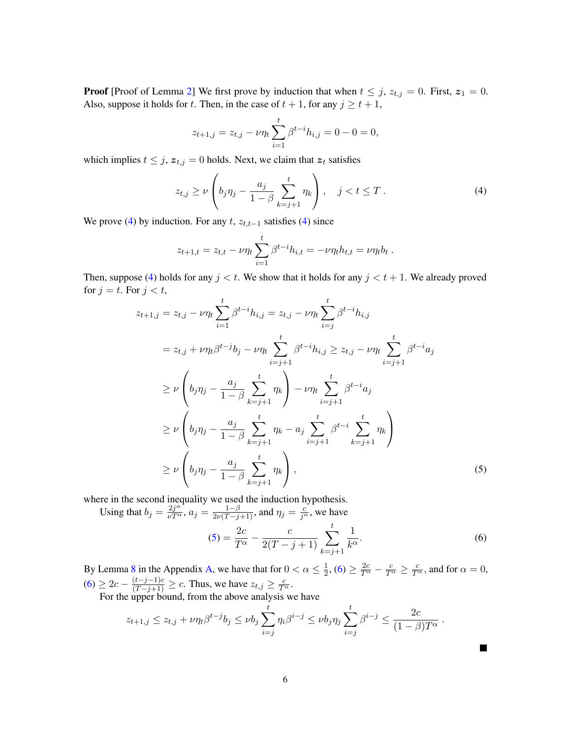**Proof** [Proof of Lemma 2] We first prove by induction that when $t \leq j$, $z_{t,j} = 0$. First, $\boldsymbol{z}_1 = 0$. Also, suppose it holds for $t$. Then, in the case of $t+1$, for any $j \geq t+1$,

$$z_{t+1,j} = z_{t,j} - \nu\eta_t \sum_{i=1}^{t} \beta^{t-i} h_{i,j} = 0 - 0 = 0,$$

which implies $t \leq j$, $\boldsymbol{z}_{t,j} = 0$ holds. Next, we claim that $\boldsymbol{z}_t$ satisfies

$$z_{t,j} \geq \nu \left( b_j \eta_j - \frac{a_j}{1-\beta} \sum_{k=j+1}^{t} \eta_k \right), \quad j < t \leq T\,. \tag{4}$$

We prove (4) by induction. For any $t$, $z_{t,t-1}$ satisfies (4) since

$$z_{t+1,t} = z_{t,t} - \nu\eta_t \sum_{i=1}^{t} \beta^{t-i} h_{i,t} = -\nu\eta_t h_{t,t} = \nu\eta_t b_t\,.$$

Then, suppose (4) holds for any $j < t$. We show that it holds for any $j < t+1$. We already proved for $j = t$. For $j < t$,

$$\begin{aligned}
z_{t+1,j} &= z_{t,j} - \nu\eta_t \sum_{i=1}^{t} \beta^{t-i} h_{i,j} = z_{t,j} - \nu\eta_t \sum_{i=j}^{t} \beta^{t-i} h_{i,j} \\
&= z_{t,j} + \nu\eta_t \beta^{t-j} b_j - \nu\eta_t \sum_{i=j+1}^{t} \beta^{t-i} h_{i,j} \geq z_{t,j} - \nu\eta_t \sum_{i=j+1}^{t} \beta^{t-i} a_j \\
&\geq \nu \left( b_j \eta_j - \frac{a_j}{1-\beta} \sum_{k=j+1}^{t} \eta_k \right) - \nu\eta_t \sum_{i=j+1}^{t} \beta^{t-i} a_j \\
&\geq \nu \left( b_j \eta_j - \frac{a_j}{1-\beta} \sum_{k=j+1}^{t} \eta_k - a_j \sum_{i=j+1}^{t} \beta^{t-i} \sum_{k=j+1}^{t} \eta_k \right) \\
&\geq \nu \left( b_j \eta_j - \frac{a_j}{1-\beta} \sum_{k=j+1}^{t} \eta_k \right),
\end{aligned} \tag{5}$$

where in the second inequality we used the induction hypothesis.

Using that $b_j = \frac{2j^\alpha}{\nu T^\alpha}$, $a_j = \frac{1-\beta}{2\nu(T-j+1)}$, and $\eta_j = \frac{c}{j^\alpha}$, we have

$$(5) = \frac{2c}{T^\alpha} - \frac{c}{2(T-j+1)} \sum_{k=j+1}^{t} \frac{1}{k^\alpha}. \tag{6}$$

By Lemma 8 in the Appendix A, we have that for $0 < \alpha \leq \frac{1}{2}$, (6) $\geq \frac{2c}{T^\alpha} - \frac{c}{T^\alpha} \geq \frac{c}{T^\alpha}$, and for $\alpha = 0$, (6) $\geq 2c - \frac{(t-j-1)c}{(T-j+1)} \geq c$. Thus, we have $z_{t,j} \geq \frac{c}{T^\alpha}$.

For the upper bound, from the above analysis we have

$$z_{t+1,j} \leq z_{t,j} + \nu\eta_t \beta^{t-j} b_j \leq \nu b_j \sum_{i=j}^{t} \eta_i \beta^{i-j} \leq \nu b_j \eta_j \sum_{i=j}^{t} \beta^{i-j} \leq \frac{2c}{(1-\beta)T^\alpha}\,.$$

■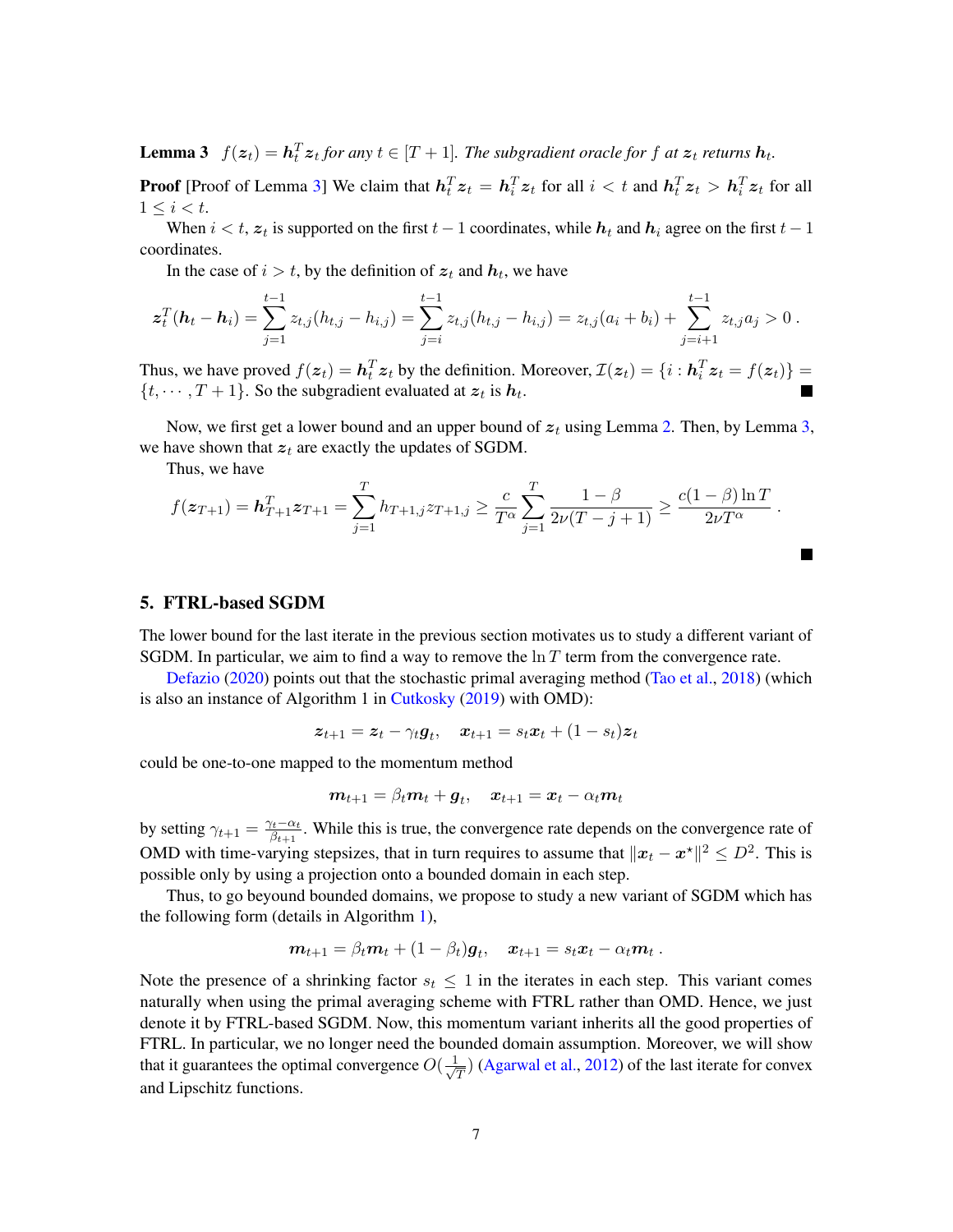**Lemma 3** *$f(\boldsymbol{z}_t) = \boldsymbol{h}_t^T \boldsymbol{z}_t$ for any $t \in [T+1]$. The subgradient oracle for $f$ at $\boldsymbol{z}_t$ returns $\boldsymbol{h}_t$.*

**Proof** [Proof of Lemma 3] We claim that $\boldsymbol{h}_t^T \boldsymbol{z}_t = \boldsymbol{h}_i^T \boldsymbol{z}_t$ for all $i < t$ and $\boldsymbol{h}_t^T \boldsymbol{z}_t > \boldsymbol{h}_i^T \boldsymbol{z}_t$ for all $1 \leq i < t$.

When $i < t$, $\boldsymbol{z}_t$ is supported on the first $t-1$ coordinates, while $\boldsymbol{h}_t$ and $\boldsymbol{h}_i$ agree on the first $t-1$ coordinates.

In the case of $i > t$, by the definition of $\boldsymbol{z}_t$ and $\boldsymbol{h}_t$, we have

$$\boldsymbol{z}_t^T(\boldsymbol{h}_t - \boldsymbol{h}_i) = \sum_{j=1}^{t-1} z_{t,j}(h_{t,j} - h_{i,j}) = \sum_{j=i}^{t-1} z_{t,j}(h_{t,j} - h_{i,j}) = z_{t,j}(a_i + b_i) + \sum_{j=i+1}^{t-1} z_{t,j} a_j > 0 \,.$$

Thus, we have proved $f(\boldsymbol{z}_t) = \boldsymbol{h}_t^T \boldsymbol{z}_t$ by the definition. Moreover, $\mathcal{I}(\boldsymbol{z}_t) = \{i : \boldsymbol{h}_i^T \boldsymbol{z}_t = f(\boldsymbol{z}_t)\} = \{t, \cdots, T+1\}$. So the subgradient evaluated at $\boldsymbol{z}_t$ is $\boldsymbol{h}_t$. ■

Now, we first get a lower bound and an upper bound of $\boldsymbol{z}_t$ using Lemma 2. Then, by Lemma 3, we have shown that $\boldsymbol{z}_t$ are exactly the updates of SGDM.

Thus, we have

$$f(\boldsymbol{z}_{T+1}) = \boldsymbol{h}_{T+1}^T \boldsymbol{z}_{T+1} = \sum_{j=1}^{T} h_{T+1,j} z_{T+1,j} \geq \frac{c}{T^\alpha} \sum_{j=1}^{T} \frac{1-\beta}{2\nu(T-j+1)} \geq \frac{c(1-\beta)\ln T}{2\nu T^\alpha} \,.$$

■

## 5. FTRL-based SGDM

The lower bound for the last iterate in the previous section motivates us to study a different variant of SGDM. In particular, we aim to find a way to remove the $\ln T$ term from the convergence rate.

Defazio (2020) points out that the stochastic primal averaging method (Tao et al., 2018) (which is also an instance of Algorithm 1 in Cutkosky (2019) with OMD):

$$\boldsymbol{z}_{t+1} = \boldsymbol{z}_t - \gamma_t \boldsymbol{g}_t, \quad \boldsymbol{x}_{t+1} = s_t \boldsymbol{x}_t + (1 - s_t)\boldsymbol{z}_t$$

could be one-to-one mapped to the momentum method

$$\boldsymbol{m}_{t+1} = \beta_t \boldsymbol{m}_t + \boldsymbol{g}_t, \quad \boldsymbol{x}_{t+1} = \boldsymbol{x}_t - \alpha_t \boldsymbol{m}_t$$

by setting $\gamma_{t+1} = \frac{\gamma_t - \alpha_t}{\beta_{t+1}}$. While this is true, the convergence rate depends on the convergence rate of OMD with time-varying stepsizes, that in turn requires to assume that $\|\boldsymbol{x}_t - \boldsymbol{x}^\star\|^2 \leq D^2$. This is possible only by using a projection onto a bounded domain in each step.

Thus, to go beyound bounded domains, we propose to study a new variant of SGDM which has the following form (details in Algorithm 1),

$$\boldsymbol{m}_{t+1} = \beta_t \boldsymbol{m}_t + (1 - \beta_t)\boldsymbol{g}_t, \quad \boldsymbol{x}_{t+1} = s_t \boldsymbol{x}_t - \alpha_t \boldsymbol{m}_t \,.$$

Note the presence of a shrinking factor $s_t \leq 1$ in the iterates in each step. This variant comes naturally when using the primal averaging scheme with FTRL rather than OMD. Hence, we just denote it by FTRL-based SGDM. Now, this momentum variant inherits all the good properties of FTRL. In particular, we no longer need the bounded domain assumption. Moreover, we will show that it guarantees the optimal convergence $O(\frac{1}{\sqrt{T}})$ (Agarwal et al., 2012) of the last iterate for convex and Lipschitz functions.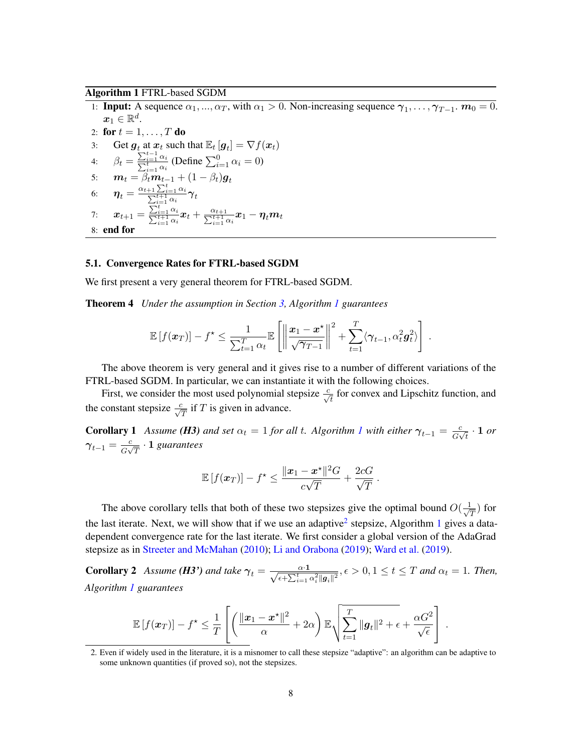**Algorithm 1** FTRL-based SGDM

1: **Input:** A sequence $\alpha_1, ..., \alpha_T$, with $\alpha_1 > 0$. Non-increasing sequence $\boldsymbol{\gamma}_1, \ldots, \boldsymbol{\gamma}_{T-1}$. $\boldsymbol{m}_0 = 0$. $\boldsymbol{x}_1 \in \mathbb{R}^d$.

2: **for** $t = 1, \ldots, T$ **do**

3: Get $\boldsymbol{g}_t$ at $\boldsymbol{x}_t$ such that $\mathbb{E}_t[\boldsymbol{g}_t] = \nabla f(\boldsymbol{x}_t)$

4: $\beta_t = \frac{\sum_{i=1}^{t-1} \alpha_i}{\sum_{i=1}^{t} \alpha_i}$ (Define $\sum_{i=1}^{0} \alpha_i = 0$)

5: $\boldsymbol{m}_t = \beta_t \boldsymbol{m}_{t-1} + (1 - \beta_t)\boldsymbol{g}_t$

6: $\boldsymbol{\eta}_t = \frac{\alpha_{t+1} \sum_{i=1}^{t} \alpha_i}{\sum_{i=1}^{t+1} \alpha_i} \boldsymbol{\gamma}_t$

7: $\boldsymbol{x}_{t+1} = \frac{\sum_{i=1}^{t} \alpha_i}{\sum_{i=1}^{t+1} \alpha_i} \boldsymbol{x}_t + \frac{\alpha_{t+1}}{\sum_{i=1}^{t+1} \alpha_i} \boldsymbol{x}_1 - \boldsymbol{\eta}_t \boldsymbol{m}_t$

8: **end for**

### 5.1. Convergence Rates for FTRL-based SGDM

We first present a very general theorem for FTRL-based SGDM.

**Theorem 4** *Under the assumption in Section 3, Algorithm 1 guarantees*

$$\mathbb{E}[f(\boldsymbol{x}_T)] - f^\star \le \frac{1}{\sum_{t=1}^{T} \alpha_t} \mathbb{E}\left[ \left\| \frac{\boldsymbol{x}_1 - \boldsymbol{x}^\star}{\sqrt{\boldsymbol{\gamma}_{T-1}}} \right\|^2 + \sum_{t=1}^{T} \langle \boldsymbol{\gamma}_{t-1}, \alpha_t^2 \boldsymbol{g}_t^2 \rangle \right] .$$

The above theorem is very general and it gives rise to a number of different variations of the FTRL-based SGDM. In particular, we can instantiate it with the following choices.

First, we consider the most used polynomial stepsize $\frac{c}{\sqrt{t}}$ for convex and Lipschitz function, and the constant stepsize $\frac{c}{\sqrt{T}}$ if $T$ is given in advance.

**Corollary 1** *Assume **(H3)** and set $\alpha_t = 1$ for all $t$. Algorithm 1 with either $\boldsymbol{\gamma}_{t-1} = \frac{c}{G\sqrt{t}} \cdot \mathbf{1}$ or $\boldsymbol{\gamma}_{t-1} = \frac{c}{G\sqrt{T}} \cdot \mathbf{1}$ guarantees*

$$\mathbb{E}[f(\boldsymbol{x}_T)] - f^\star \le \frac{\|\boldsymbol{x}_1 - \boldsymbol{x}^\star\|^2 G}{c\sqrt{T}} + \frac{2cG}{\sqrt{T}} .$$

The above corollary tells that both of these two stepsizes give the optimal bound $O(\frac{1}{\sqrt{T}})$ for the last iterate. Next, we will show that if we use an adaptive[2] stepsize, Algorithm 1 gives a data-dependent convergence rate for the last iterate. We first consider a global version of the AdaGrad stepsize as in Streeter and McMahan (2010); Li and Orabona (2019); Ward et al. (2019).

**Corollary 2** *Assume **(H3')** and take $\boldsymbol{\gamma}_t = \frac{\alpha \cdot \mathbf{1}}{\sqrt{\epsilon + \sum_{i=1}^{t} \alpha_i^2 \|\boldsymbol{g}_i\|^2}}, \epsilon > 0, 1 \le t \le T$ and $\alpha_t = 1$. Then, Algorithm 1 guarantees*

$$\mathbb{E}[f(\boldsymbol{x}_T)] - f^\star \le \frac{1}{T} \left[ \left( \frac{\|\boldsymbol{x}_1 - \boldsymbol{x}^\star\|^2}{\alpha} + 2\alpha \right) \mathbb{E}\sqrt{\sum_{t=1}^{T} \|\boldsymbol{g}_t\|^2 + \epsilon} + \frac{\alpha G^2}{\sqrt{\epsilon}} \right] .$$

2. Even if widely used in the literature, it is a misnomer to call these stepsize "adaptive": an algorithm can be adaptive to some unknown quantities (if proved so), not the stepsizes.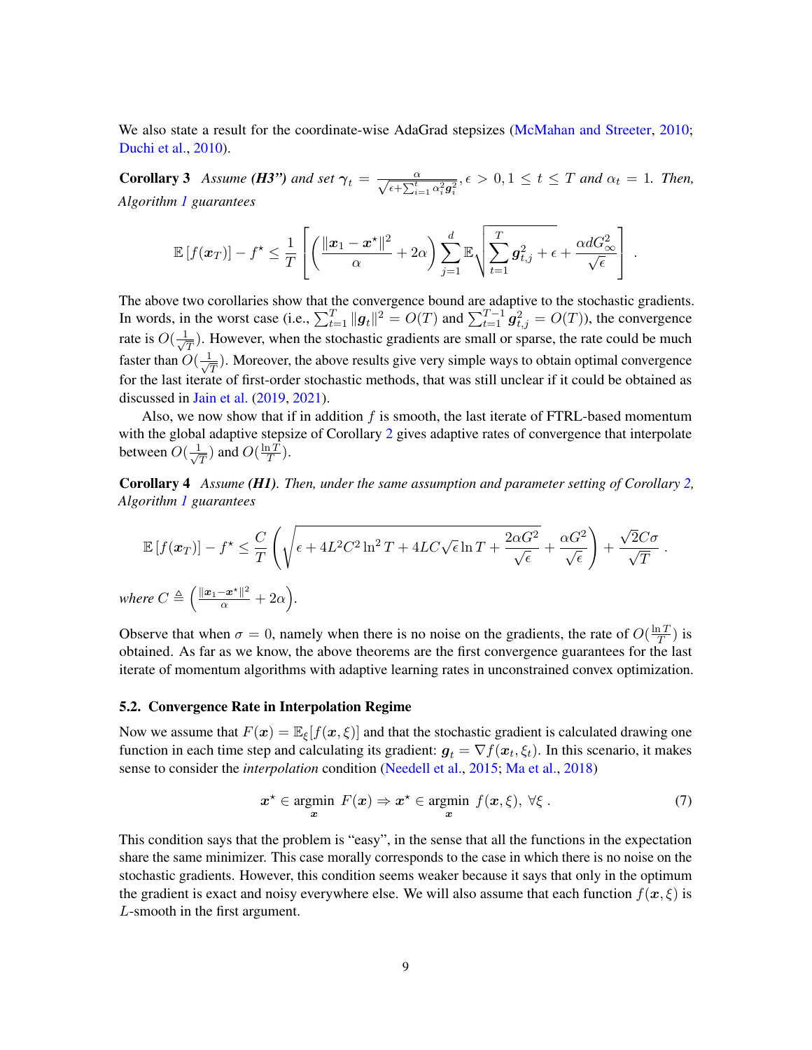We also state a result for the coordinate-wise AdaGrad stepsizes (McMahan and Streeter, 2010; Duchi et al., 2010).

**Corollary 3** *Assume (H3") and set* $\boldsymbol{\gamma}_t = \frac{\alpha}{\sqrt{\epsilon + \sum_{i=1}^t \alpha_i^2 \boldsymbol{g}_i^2}}, \epsilon > 0, 1 \leq t \leq T$ *and* $\alpha_t = 1$*. Then, Algorithm 1 guarantees*

$$
\mathbb{E}\left[f(\boldsymbol{x}_T)\right] - f^\star \leq \frac{1}{T}\left[\left(\frac{\|\boldsymbol{x}_1 - \boldsymbol{x}^\star\|^2}{\alpha} + 2\alpha\right)\sum_{j=1}^d \mathbb{E}\sqrt{\sum_{t=1}^T \boldsymbol{g}_{t,j}^2 + \epsilon} + \frac{\alpha d G_\infty^2}{\sqrt{\epsilon}}\right] .
$$

The above two corollaries show that the convergence bound are adaptive to the stochastic gradients. In words, in the worst case (i.e., $\sum_{t=1}^T \|\boldsymbol{g}_t\|^2 = O(T)$ and $\sum_{t=1}^{T-1} \boldsymbol{g}_{t,j}^2 = O(T)$), the convergence rate is $O(\frac{1}{\sqrt{T}})$. However, when the stochastic gradients are small or sparse, the rate could be much faster than $O(\frac{1}{\sqrt{T}})$. Moreover, the above results give very simple ways to obtain optimal convergence for the last iterate of first-order stochastic methods, that was still unclear if it could be obtained as discussed in Jain et al. (2019, 2021).

Also, we now show that if in addition $f$ is smooth, the last iterate of FTRL-based momentum with the global adaptive stepsize of Corollary 2 gives adaptive rates of convergence that interpolate between $O(\frac{1}{\sqrt{T}})$ and $O(\frac{\ln T}{T})$.

**Corollary 4** *Assume (H1). Then, under the same assumption and parameter setting of Corollary 2, Algorithm 1 guarantees*

$$
\mathbb{E}\left[f(\boldsymbol{x}_T)\right] - f^\star \leq \frac{C}{T}\left(\sqrt{\epsilon + 4L^2C^2\ln^2 T + 4LC\sqrt{\epsilon}\ln T + \frac{2\alpha G^2}{\sqrt{\epsilon}}} + \frac{\alpha G^2}{\sqrt{\epsilon}}\right) + \frac{\sqrt{2}C\sigma}{\sqrt{T}} .
$$

*where* $C \triangleq \left(\frac{\|\boldsymbol{x}_1 - \boldsymbol{x}^\star\|^2}{\alpha} + 2\alpha\right)$.

Observe that when $\sigma = 0$, namely when there is no noise on the gradients, the rate of $O(\frac{\ln T}{T})$ is obtained. As far as we know, the above theorems are the first convergence guarantees for the last iterate of momentum algorithms with adaptive learning rates in unconstrained convex optimization.

### 5.2. Convergence Rate in Interpolation Regime

Now we assume that $F(\boldsymbol{x}) = \mathbb{E}_\xi[f(\boldsymbol{x}, \xi)]$ and that the stochastic gradient is calculated drawing one function in each time step and calculating its gradient: $\boldsymbol{g}_t = \nabla f(\boldsymbol{x}_t, \xi_t)$. In this scenario, it makes sense to consider the *interpolation* condition (Needell et al., 2015; Ma et al., 2018)

$$
\boldsymbol{x}^\star \in \underset{\boldsymbol{x}}{\operatorname{argmin}}\ F(\boldsymbol{x}) \Rightarrow \boldsymbol{x}^\star \in \underset{\boldsymbol{x}}{\operatorname{argmin}}\ f(\boldsymbol{x}, \xi),\ \forall \xi . \tag{7}
$$

This condition says that the problem is "easy", in the sense that all the functions in the expectation share the same minimizer. This case morally corresponds to the case in which there is no noise on the stochastic gradients. However, this condition seems weaker because it says that only in the optimum the gradient is exact and noisy everywhere else. We will also assume that each function $f(\boldsymbol{x}, \xi)$ is $L$-smooth in the first argument.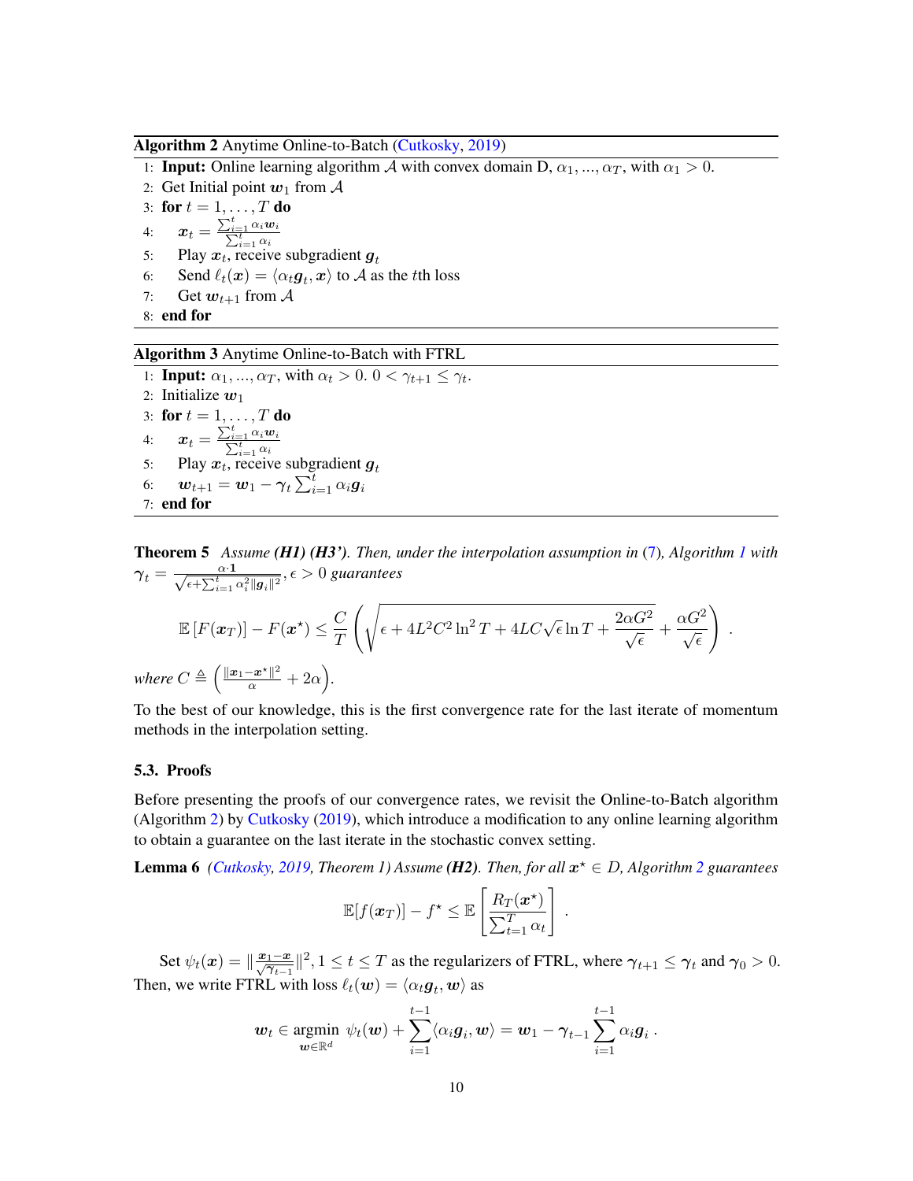**Algorithm 2** Anytime Online-to-Batch (Cutkosky, 2019)

1: **Input:** Online learning algorithm $\mathcal{A}$ with convex domain D, $\alpha_1, ..., \alpha_T$, with $\alpha_1 > 0$.
2: Get Initial point $\boldsymbol{w}_1$ from $\mathcal{A}$
3: **for** $t = 1, \ldots, T$ **do**
4: $\quad \boldsymbol{x}_t = \frac{\sum_{i=1}^t \alpha_i \boldsymbol{w}_i}{\sum_{i=1}^t \alpha_i}$
5: $\quad$ Play $\boldsymbol{x}_t$, receive subgradient $\boldsymbol{g}_t$
6: $\quad$ Send $\ell_t(\boldsymbol{x}) = \langle \alpha_t \boldsymbol{g}_t, \boldsymbol{x}\rangle$ to $\mathcal{A}$ as the $t$th loss
7: $\quad$ Get $\boldsymbol{w}_{t+1}$ from $\mathcal{A}$
8: **end for**

**Algorithm 3** Anytime Online-to-Batch with FTRL

1: **Input:** $\alpha_1, ..., \alpha_T$, with $\alpha_t > 0$. $0 < \gamma_{t+1} \leq \gamma_t$.
2: Initialize $\boldsymbol{w}_1$
3: **for** $t = 1, \ldots, T$ **do**
4: $\quad \boldsymbol{x}_t = \frac{\sum_{i=1}^t \alpha_i \boldsymbol{w}_i}{\sum_{i=1}^t \alpha_i}$
5: $\quad$ Play $\boldsymbol{x}_t$, receive subgradient $\boldsymbol{g}_t$
6: $\quad \boldsymbol{w}_{t+1} = \boldsymbol{w}_1 - \boldsymbol{\gamma}_t \sum_{i=1}^t \alpha_i \boldsymbol{g}_i$
7: **end for**

**Theorem 5** *Assume **(H1) (H3')**. Then, under the interpolation assumption in (7), Algorithm 1 with $\boldsymbol{\gamma}_t = \frac{\alpha \cdot \mathbf{1}}{\sqrt{\epsilon + \sum_{i=1}^t \alpha_i^2 \|\boldsymbol{g}_i\|^2}}, \epsilon > 0$ guarantees*

$$\mathbb{E}\left[F(\boldsymbol{x}_T)\right] - F(\boldsymbol{x}^\star) \leq \frac{C}{T}\left(\sqrt{\epsilon + 4L^2C^2 \ln^2 T + 4LC\sqrt{\epsilon}\ln T + \frac{2\alpha G^2}{\sqrt{\epsilon}}} + \frac{\alpha G^2}{\sqrt{\epsilon}}\right) .$$

*where $C \triangleq \left(\frac{\|\boldsymbol{x}_1 - \boldsymbol{x}^\star\|^2}{\alpha} + 2\alpha\right)$.*

To the best of our knowledge, this is the first convergence rate for the last iterate of momentum methods in the interpolation setting.

### 5.3. Proofs

Before presenting the proofs of our convergence rates, we revisit the Online-to-Batch algorithm (Algorithm 2) by Cutkosky (2019), which introduce a modification to any online learning algorithm to obtain a guarantee on the last iterate in the stochastic convex setting.

**Lemma 6** *(Cutkosky, 2019, Theorem 1) Assume **(H2)**. Then, for all $\boldsymbol{x}^\star \in D$, Algorithm 2 guarantees*

$$\mathbb{E}[f(\boldsymbol{x}_T)] - f^\star \leq \mathbb{E}\left[\frac{R_T(\boldsymbol{x}^\star)}{\sum_{t=1}^T \alpha_t}\right] .$$

Set $\psi_t(\boldsymbol{x}) = \|\frac{\boldsymbol{x}_1 - \boldsymbol{x}}{\sqrt{\boldsymbol{\gamma}_{t-1}}}\|^2, 1 \leq t \leq T$ as the regularizers of FTRL, where $\boldsymbol{\gamma}_{t+1} \leq \boldsymbol{\gamma}_t$ and $\boldsymbol{\gamma}_0 > 0$. Then, we write FTRL with loss $\ell_t(\boldsymbol{w}) = \langle \alpha_t \boldsymbol{g}_t, \boldsymbol{w}\rangle$ as

$$\boldsymbol{w}_t \in \operatorname*{argmin}_{\boldsymbol{w} \in \mathbb{R}^d} \ \psi_t(\boldsymbol{w}) + \sum_{i=1}^{t-1} \langle \alpha_i \boldsymbol{g}_i, \boldsymbol{w}\rangle = \boldsymbol{w}_1 - \boldsymbol{\gamma}_{t-1} \sum_{i=1}^{t-1} \alpha_i \boldsymbol{g}_i .$$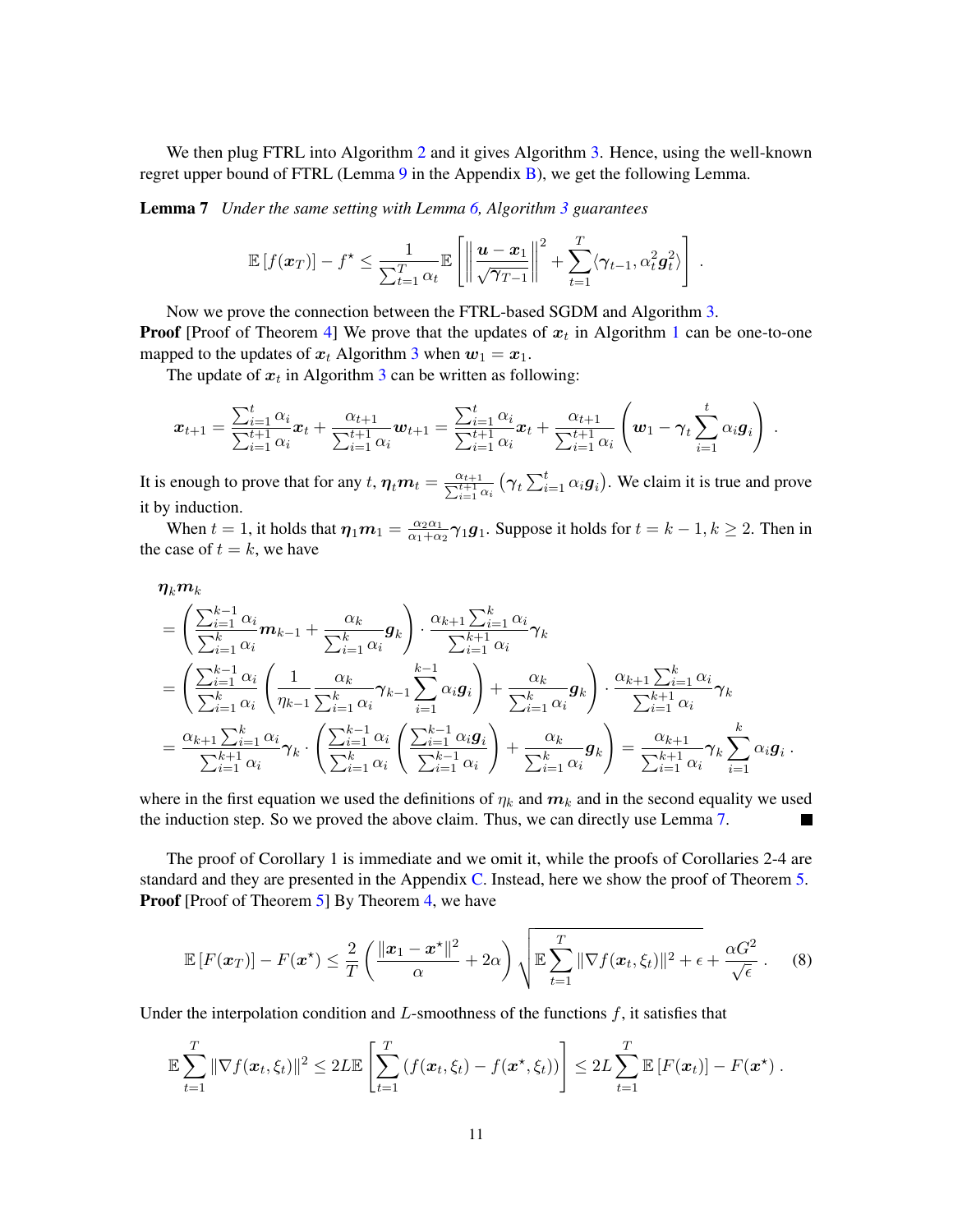We then plug FTRL into Algorithm 2 and it gives Algorithm 3. Hence, using the well-known regret upper bound of FTRL (Lemma 9 in the Appendix B), we get the following Lemma.

**Lemma 7** *Under the same setting with Lemma 6, Algorithm 3 guarantees*

$$\mathbb{E}\left[f(\boldsymbol{x}_T)\right] - f^\star \le \frac{1}{\sum_{t=1}^T \alpha_t} \mathbb{E}\left[\left\|\frac{\boldsymbol{u}-\boldsymbol{x}_1}{\sqrt{\boldsymbol{\gamma}_{T-1}}}\right\|^2 + \sum_{t=1}^T \langle \boldsymbol{\gamma}_{t-1}, \alpha_t^2 \boldsymbol{g}_t^2\rangle\right] .$$

Now we prove the connection between the FTRL-based SGDM and Algorithm 3.

**Proof** [Proof of Theorem 4] We prove that the updates of $\boldsymbol{x}_t$ in Algorithm 1 can be one-to-one mapped to the updates of $\boldsymbol{x}_t$ Algorithm 3 when $\boldsymbol{w}_1 = \boldsymbol{x}_1$.

The update of $\boldsymbol{x}_t$ in Algorithm 3 can be written as following:

$$\boldsymbol{x}_{t+1} = \frac{\sum_{i=1}^t \alpha_i}{\sum_{i=1}^{t+1}\alpha_i}\boldsymbol{x}_t + \frac{\alpha_{t+1}}{\sum_{i=1}^{t+1}\alpha_i}\boldsymbol{w}_{t+1} = \frac{\sum_{i=1}^t \alpha_i}{\sum_{i=1}^{t+1}\alpha_i}\boldsymbol{x}_t + \frac{\alpha_{t+1}}{\sum_{i=1}^{t+1}\alpha_i}\left(\boldsymbol{w}_1 - \boldsymbol{\gamma}_t \sum_{i=1}^t \alpha_i \boldsymbol{g}_i\right) .$$

It is enough to prove that for any $t$, $\boldsymbol{\eta}_t \boldsymbol{m}_t = \frac{\alpha_{t+1}}{\sum_{i=1}^{t+1}\alpha_i}\left(\boldsymbol{\gamma}_t \sum_{i=1}^t \alpha_i \boldsymbol{g}_i\right)$. We claim it is true and prove it by induction.

When $t=1$, it holds that $\boldsymbol{\eta}_1 \boldsymbol{m}_1 = \frac{\alpha_2 \alpha_1}{\alpha_1+\alpha_2}\boldsymbol{\gamma}_1 \boldsymbol{g}_1$. Suppose it holds for $t = k-1, k \ge 2$. Then in the case of $t=k$, we have

$$\begin{aligned}
&\boldsymbol{\eta}_k \boldsymbol{m}_k \\
&= \left(\frac{\sum_{i=1}^{k-1}\alpha_i}{\sum_{i=1}^k \alpha_i}\boldsymbol{m}_{k-1} + \frac{\alpha_k}{\sum_{i=1}^k \alpha_i}\boldsymbol{g}_k\right) \cdot \frac{\alpha_{k+1}\sum_{i=1}^k \alpha_i}{\sum_{i=1}^{k+1}\alpha_i}\boldsymbol{\gamma}_k \\
&= \left(\frac{\sum_{i=1}^{k-1}\alpha_i}{\sum_{i=1}^k \alpha_i}\left(\frac{1}{\eta_{k-1}}\frac{\alpha_k}{\sum_{i=1}^k \alpha_i}\boldsymbol{\gamma}_{k-1}\sum_{i=1}^{k-1}\alpha_i \boldsymbol{g}_i\right) + \frac{\alpha_k}{\sum_{i=1}^k \alpha_i}\boldsymbol{g}_k\right) \cdot \frac{\alpha_{k+1}\sum_{i=1}^k \alpha_i}{\sum_{i=1}^{k+1}\alpha_i}\boldsymbol{\gamma}_k \\
&= \frac{\alpha_{k+1}\sum_{i=1}^k \alpha_i}{\sum_{i=1}^{k+1}\alpha_i}\boldsymbol{\gamma}_k \cdot \left(\frac{\sum_{i=1}^{k-1}\alpha_i}{\sum_{i=1}^k \alpha_i}\left(\frac{\sum_{i=1}^{k-1}\alpha_i \boldsymbol{g}_i}{\sum_{i=1}^{k-1}\alpha_i}\right) + \frac{\alpha_k}{\sum_{i=1}^k \alpha_i}\boldsymbol{g}_k\right) = \frac{\alpha_{k+1}}{\sum_{i=1}^{k+1}\alpha_i}\boldsymbol{\gamma}_k \sum_{i=1}^k \alpha_i \boldsymbol{g}_i .
\end{aligned}$$

where in the first equation we used the definitions of $\eta_k$ and $\boldsymbol{m}_k$ and in the second equality we used the induction step. So we proved the above claim. Thus, we can directly use Lemma 7. ∎

The proof of Corollary 1 is immediate and we omit it, while the proofs of Corollaries 2-4 are standard and they are presented in the Appendix C. Instead, here we show the proof of Theorem 5.

**Proof** [Proof of Theorem 5] By Theorem 4, we have

$$\mathbb{E}\left[F(\boldsymbol{x}_T)\right] - F(\boldsymbol{x}^\star) \le \frac{2}{T}\left(\frac{\|\boldsymbol{x}_1 - \boldsymbol{x}^\star\|^2}{\alpha} + 2\alpha\right)\sqrt{\mathbb{E}\sum_{t=1}^T \|\nabla f(\boldsymbol{x}_t,\xi_t)\|^2 + \epsilon} + \frac{\alpha G^2}{\sqrt{\epsilon}} . \tag{8}$$

Under the interpolation condition and $L$-smoothness of the functions $f$, it satisfies that

$$\mathbb{E}\sum_{t=1}^T \|\nabla f(\boldsymbol{x}_t,\xi_t)\|^2 \le 2L\mathbb{E}\left[\sum_{t=1}^T \left(f(\boldsymbol{x}_t,\xi_t) - f(\boldsymbol{x}^\star,\xi_t)\right)\right] \le 2L\sum_{t=1}^T \mathbb{E}\left[F(\boldsymbol{x}_t)\right] - F(\boldsymbol{x}^\star) .$$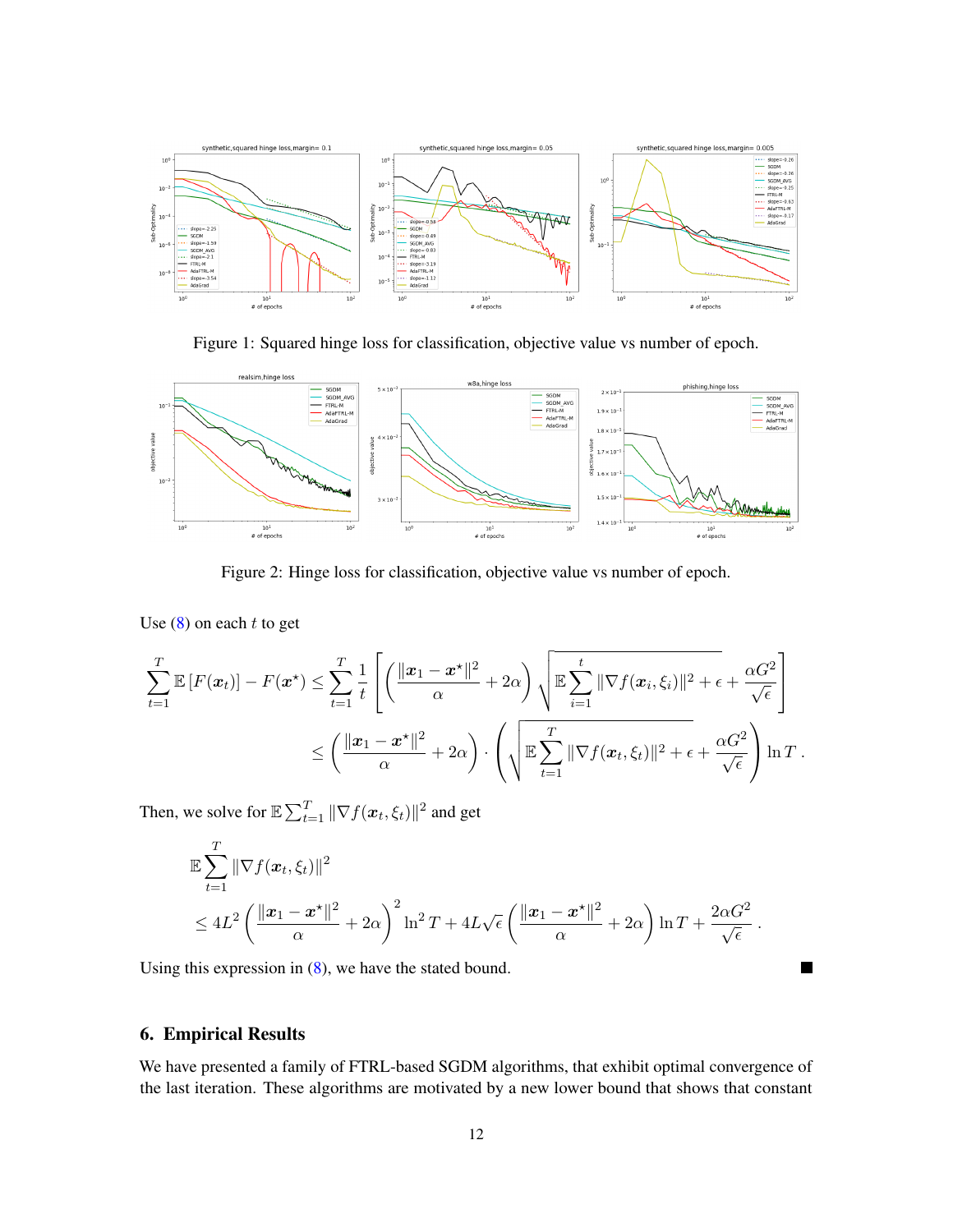Figure 1: Squared hinge loss for classification, objective value vs number of epoch.

Figure 2: Hinge loss for classification, objective value vs number of epoch.

Use (8) on each $t$ to get

$$
\begin{aligned}
\sum_{t=1}^T \mathbb{E}\left[F(\boldsymbol{x}_t)\right] - F(\boldsymbol{x}^\star) &\le \sum_{t=1}^T \frac{1}{t}\left[\left(\frac{\|\boldsymbol{x}_1 - \boldsymbol{x}^\star\|^2}{\alpha} + 2\alpha\right)\sqrt{\mathbb{E}\sum_{i=1}^t \|\nabla f(\boldsymbol{x}_i, \xi_i)\|^2 + \epsilon} + \frac{\alpha G^2}{\sqrt{\epsilon}}\right] \\
&\le \left(\frac{\|\boldsymbol{x}_1 - \boldsymbol{x}^\star\|^2}{\alpha} + 2\alpha\right) \cdot \left(\sqrt{\mathbb{E}\sum_{t=1}^T \|\nabla f(\boldsymbol{x}_t, \xi_t)\|^2 + \epsilon} + \frac{\alpha G^2}{\sqrt{\epsilon}}\right) \ln T~.
\end{aligned}
$$

Then, we solve for $\mathbb{E}\sum_{t=1}^T \|\nabla f(\boldsymbol{x}_t, \xi_t)\|^2$ and get

$$
\begin{aligned}
&\mathbb{E}\sum_{t=1}^T \|\nabla f(\boldsymbol{x}_t, \xi_t)\|^2 \\
&\le 4L^2\left(\frac{\|\boldsymbol{x}_1 - \boldsymbol{x}^\star\|^2}{\alpha} + 2\alpha\right)^2 \ln^2 T + 4L\sqrt{\epsilon}\left(\frac{\|\boldsymbol{x}_1 - \boldsymbol{x}^\star\|^2}{\alpha} + 2\alpha\right)\ln T + \frac{2\alpha G^2}{\sqrt{\epsilon}}~.
\end{aligned}
$$

Using this expression in (8), we have the stated bound. ■

## 6. Empirical Results

We have presented a family of FTRL-based SGDM algorithms, that exhibit optimal convergence of the last iteration. These algorithms are motivated by a new lower bound that shows that constant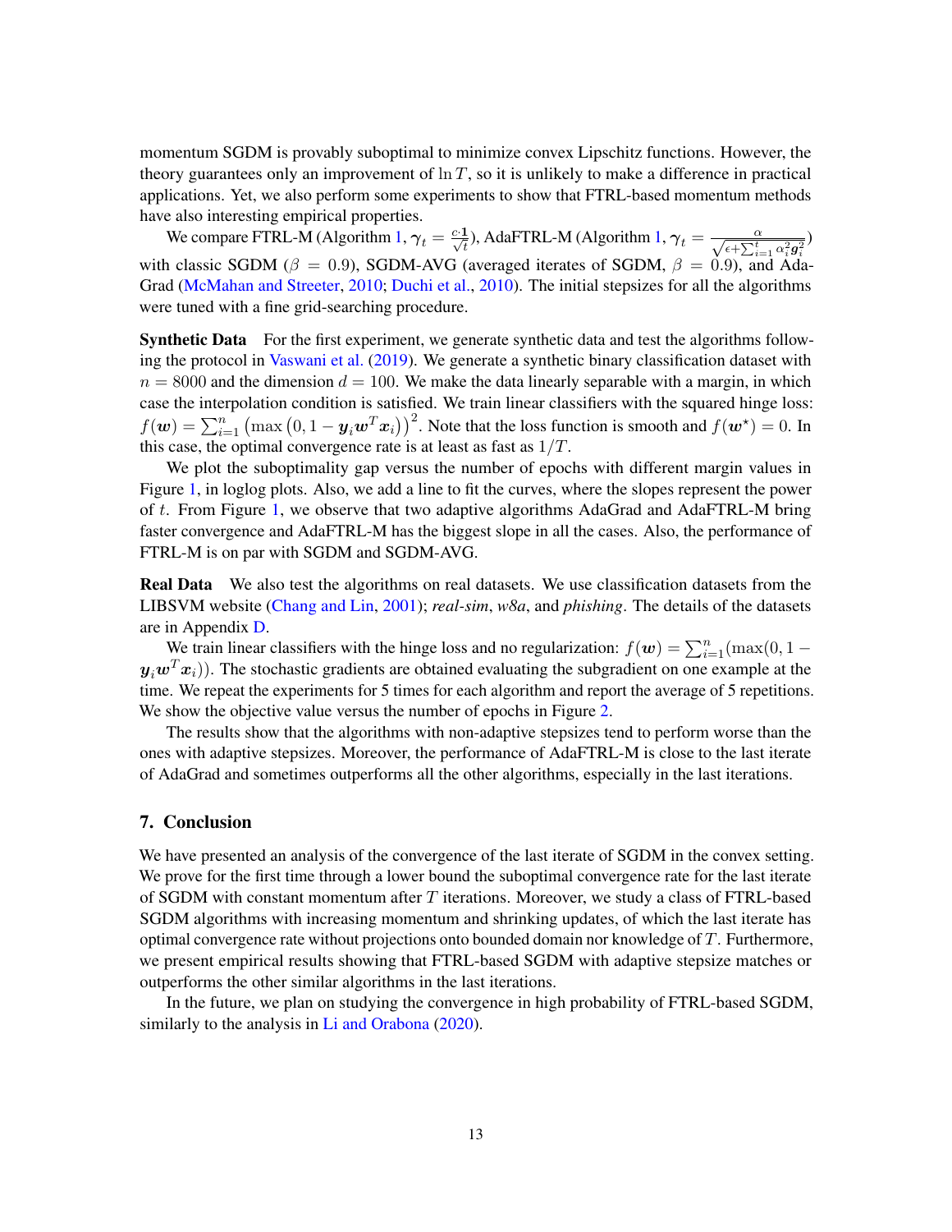momentum SGDM is provably suboptimal to minimize convex Lipschitz functions. However, the theory guarantees only an improvement of $\ln T$, so it is unlikely to make a difference in practical applications. Yet, we also perform some experiments to show that FTRL-based momentum methods have also interesting empirical properties.

We compare FTRL-M (Algorithm 1, $\boldsymbol{\gamma}_t = \frac{c \cdot \mathbf{1}}{\sqrt{t}}$), AdaFTRL-M (Algorithm 1, $\boldsymbol{\gamma}_t = \frac{\alpha}{\sqrt{\epsilon + \sum_{i=1}^{t} \alpha_i^2 \boldsymbol{g}_i^2}}$) with classic SGDM ($\beta = 0.9$), SGDM-AVG (averaged iterates of SGDM, $\beta = 0.9$), and AdaGrad (McMahan and Streeter, 2010; Duchi et al., 2010). The initial stepsizes for all the algorithms were tuned with a fine grid-searching procedure.

**Synthetic Data** For the first experiment, we generate synthetic data and test the algorithms following the protocol in Vaswani et al. (2019). We generate a synthetic binary classification dataset with $n = 8000$ and the dimension $d = 100$. We make the data linearly separable with a margin, in which case the interpolation condition is satisfied. We train linear classifiers with the squared hinge loss: $f(\boldsymbol{w}) = \sum_{i=1}^{n} \left(\max\left(0, 1 - \boldsymbol{y}_i \boldsymbol{w}^T \boldsymbol{x}_i\right)\right)^2$. Note that the loss function is smooth and $f(\boldsymbol{w}^\star) = 0$. In this case, the optimal convergence rate is at least as fast as $1/T$.

We plot the suboptimality gap versus the number of epochs with different margin values in Figure 1, in loglog plots. Also, we add a line to fit the curves, where the slopes represent the power of $t$. From Figure 1, we observe that two adaptive algorithms AdaGrad and AdaFTRL-M bring faster convergence and AdaFTRL-M has the biggest slope in all the cases. Also, the performance of FTRL-M is on par with SGDM and SGDM-AVG.

**Real Data** We also test the algorithms on real datasets. We use classification datasets from the LIBSVM website (Chang and Lin, 2001); *real-sim*, *w8a*, and *phishing*. The details of the datasets are in Appendix D.

We train linear classifiers with the hinge loss and no regularization: $f(\boldsymbol{w}) = \sum_{i=1}^{n} (\max(0, 1 - \boldsymbol{y}_i \boldsymbol{w}^T \boldsymbol{x}_i))$. The stochastic gradients are obtained evaluating the subgradient on one example at the time. We repeat the experiments for 5 times for each algorithm and report the average of 5 repetitions. We show the objective value versus the number of epochs in Figure 2.

The results show that the algorithms with non-adaptive stepsizes tend to perform worse than the ones with adaptive stepsizes. Moreover, the performance of AdaFTRL-M is close to the last iterate of AdaGrad and sometimes outperforms all the other algorithms, especially in the last iterations.

## 7. Conclusion

We have presented an analysis of the convergence of the last iterate of SGDM in the convex setting. We prove for the first time through a lower bound the suboptimal convergence rate for the last iterate of SGDM with constant momentum after $T$ iterations. Moreover, we study a class of FTRL-based SGDM algorithms with increasing momentum and shrinking updates, of which the last iterate has optimal convergence rate without projections onto bounded domain nor knowledge of $T$. Furthermore, we present empirical results showing that FTRL-based SGDM with adaptive stepsize matches or outperforms the other similar algorithms in the last iterations.

In the future, we plan on studying the convergence in high probability of FTRL-based SGDM, similarly to the analysis in Li and Orabona (2020).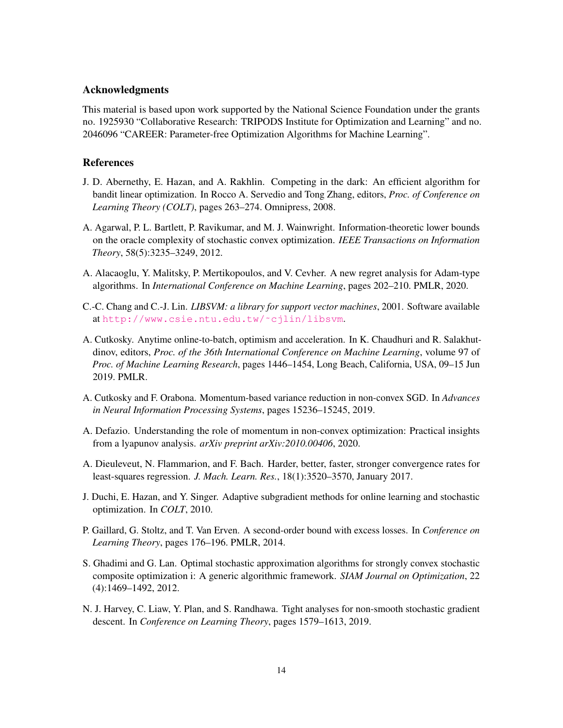## Acknowledgments

This material is based upon work supported by the National Science Foundation under the grants no. 1925930 "Collaborative Research: TRIPODS Institute for Optimization and Learning" and no. 2046096 "CAREER: Parameter-free Optimization Algorithms for Machine Learning".

## References

J. D. Abernethy, E. Hazan, and A. Rakhlin. Competing in the dark: An efficient algorithm for bandit linear optimization. In Rocco A. Servedio and Tong Zhang, editors, *Proc. of Conference on Learning Theory (COLT)*, pages 263–274. Omnipress, 2008.

A. Agarwal, P. L. Bartlett, P. Ravikumar, and M. J. Wainwright. Information-theoretic lower bounds on the oracle complexity of stochastic convex optimization. *IEEE Transactions on Information Theory*, 58(5):3235–3249, 2012.

A. Alacaoglu, Y. Malitsky, P. Mertikopoulos, and V. Cevher. A new regret analysis for Adam-type algorithms. In *International Conference on Machine Learning*, pages 202–210. PMLR, 2020.

C.-C. Chang and C.-J. Lin. *LIBSVM: a library for support vector machines*, 2001. Software available at http://www.csie.ntu.edu.tw/~cjlin/libsvm.

A. Cutkosky. Anytime online-to-batch, optimism and acceleration. In K. Chaudhuri and R. Salakhutdinov, editors, *Proc. of the 36th International Conference on Machine Learning*, volume 97 of *Proc. of Machine Learning Research*, pages 1446–1454, Long Beach, California, USA, 09–15 Jun 2019. PMLR.

A. Cutkosky and F. Orabona. Momentum-based variance reduction in non-convex SGD. In *Advances in Neural Information Processing Systems*, pages 15236–15245, 2019.

A. Defazio. Understanding the role of momentum in non-convex optimization: Practical insights from a lyapunov analysis. *arXiv preprint arXiv:2010.00406*, 2020.

A. Dieuleveut, N. Flammarion, and F. Bach. Harder, better, faster, stronger convergence rates for least-squares regression. *J. Mach. Learn. Res.*, 18(1):3520–3570, January 2017.

J. Duchi, E. Hazan, and Y. Singer. Adaptive subgradient methods for online learning and stochastic optimization. In *COLT*, 2010.

P. Gaillard, G. Stoltz, and T. Van Erven. A second-order bound with excess losses. In *Conference on Learning Theory*, pages 176–196. PMLR, 2014.

S. Ghadimi and G. Lan. Optimal stochastic approximation algorithms for strongly convex stochastic composite optimization i: A generic algorithmic framework. *SIAM Journal on Optimization*, 22 (4):1469–1492, 2012.

N. J. Harvey, C. Liaw, Y. Plan, and S. Randhawa. Tight analyses for non-smooth stochastic gradient descent. In *Conference on Learning Theory*, pages 1579–1613, 2019.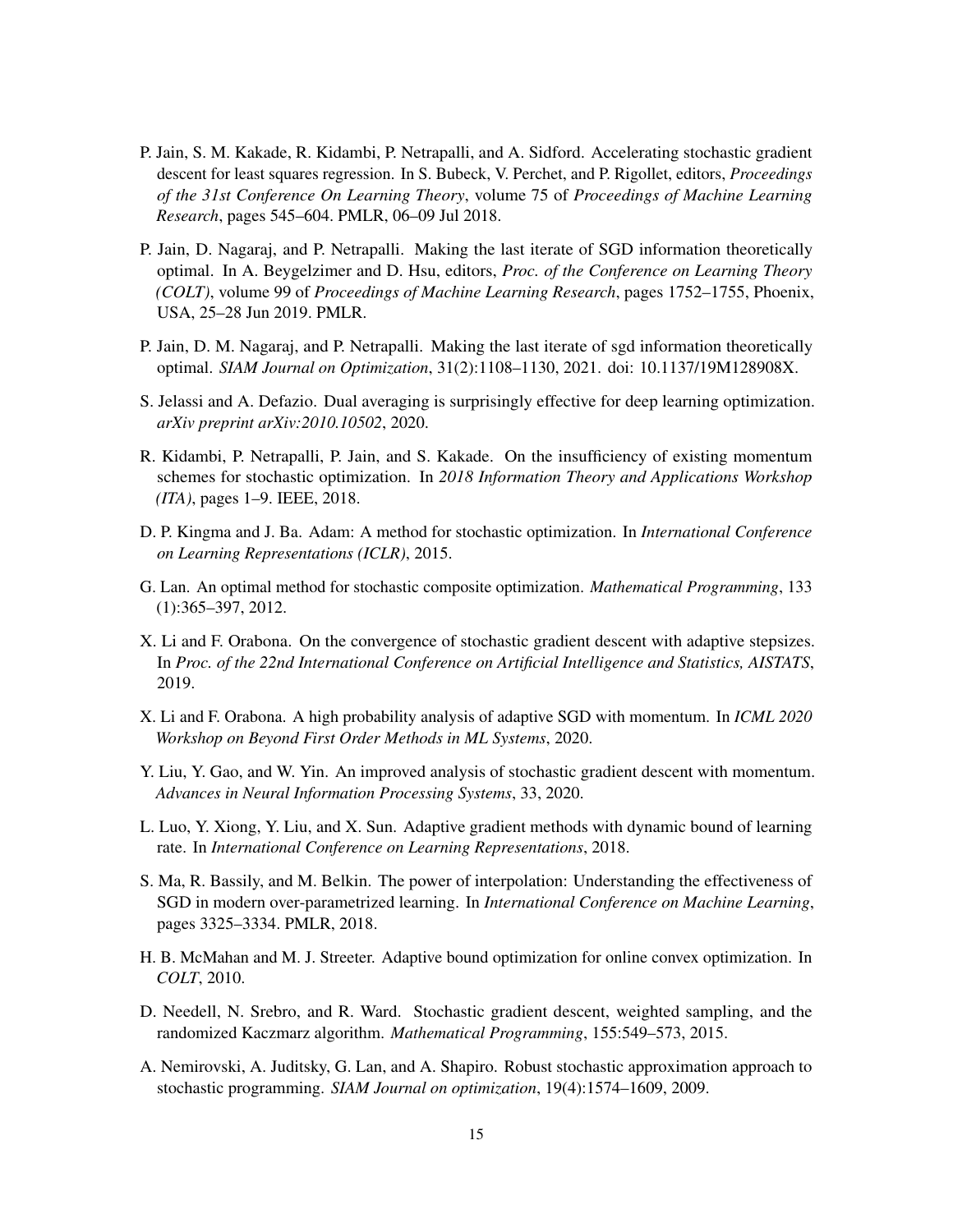P. Jain, S. M. Kakade, R. Kidambi, P. Netrapalli, and A. Sidford. Accelerating stochastic gradient descent for least squares regression. In S. Bubeck, V. Perchet, and P. Rigollet, editors, *Proceedings of the 31st Conference On Learning Theory*, volume 75 of *Proceedings of Machine Learning Research*, pages 545–604. PMLR, 06–09 Jul 2018.

P. Jain, D. Nagaraj, and P. Netrapalli. Making the last iterate of SGD information theoretically optimal. In A. Beygelzimer and D. Hsu, editors, *Proc. of the Conference on Learning Theory (COLT)*, volume 99 of *Proceedings of Machine Learning Research*, pages 1752–1755, Phoenix, USA, 25–28 Jun 2019. PMLR.

P. Jain, D. M. Nagaraj, and P. Netrapalli. Making the last iterate of sgd information theoretically optimal. *SIAM Journal on Optimization*, 31(2):1108–1130, 2021. doi: 10.1137/19M128908X.

S. Jelassi and A. Defazio. Dual averaging is surprisingly effective for deep learning optimization. *arXiv preprint arXiv:2010.10502*, 2020.

R. Kidambi, P. Netrapalli, P. Jain, and S. Kakade. On the insufficiency of existing momentum schemes for stochastic optimization. In *2018 Information Theory and Applications Workshop (ITA)*, pages 1–9. IEEE, 2018.

D. P. Kingma and J. Ba. Adam: A method for stochastic optimization. In *International Conference on Learning Representations (ICLR)*, 2015.

G. Lan. An optimal method for stochastic composite optimization. *Mathematical Programming*, 133 (1):365–397, 2012.

X. Li and F. Orabona. On the convergence of stochastic gradient descent with adaptive stepsizes. In *Proc. of the 22nd International Conference on Artificial Intelligence and Statistics, AISTATS*, 2019.

X. Li and F. Orabona. A high probability analysis of adaptive SGD with momentum. In *ICML 2020 Workshop on Beyond First Order Methods in ML Systems*, 2020.

Y. Liu, Y. Gao, and W. Yin. An improved analysis of stochastic gradient descent with momentum. *Advances in Neural Information Processing Systems*, 33, 2020.

L. Luo, Y. Xiong, Y. Liu, and X. Sun. Adaptive gradient methods with dynamic bound of learning rate. In *International Conference on Learning Representations*, 2018.

S. Ma, R. Bassily, and M. Belkin. The power of interpolation: Understanding the effectiveness of SGD in modern over-parametrized learning. In *International Conference on Machine Learning*, pages 3325–3334. PMLR, 2018.

H. B. McMahan and M. J. Streeter. Adaptive bound optimization for online convex optimization. In *COLT*, 2010.

D. Needell, N. Srebro, and R. Ward. Stochastic gradient descent, weighted sampling, and the randomized Kaczmarz algorithm. *Mathematical Programming*, 155:549–573, 2015.

A. Nemirovski, A. Juditsky, G. Lan, and A. Shapiro. Robust stochastic approximation approach to stochastic programming. *SIAM Journal on optimization*, 19(4):1574–1609, 2009.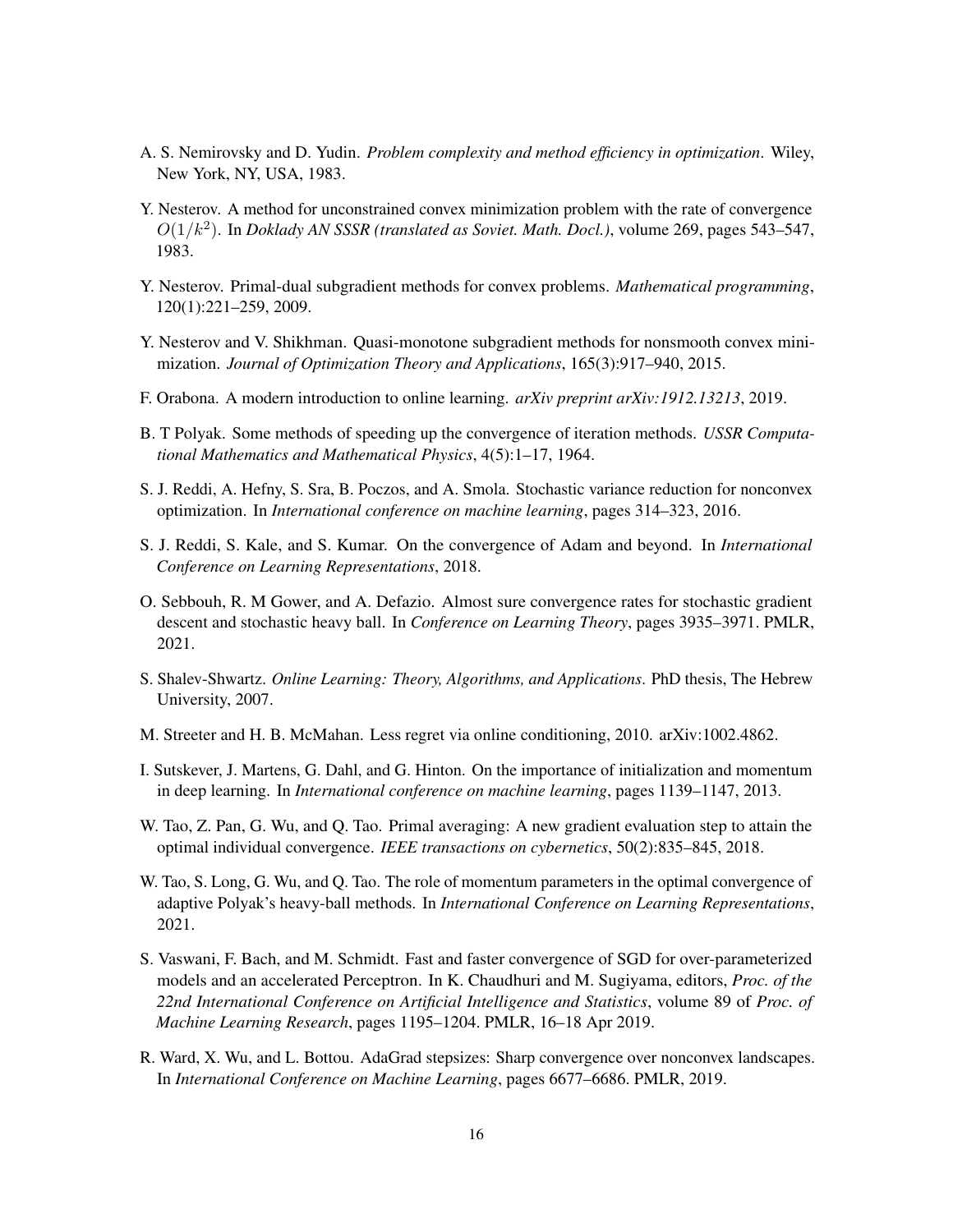A. S. Nemirovsky and D. Yudin. *Problem complexity and method efficiency in optimization*. Wiley, New York, NY, USA, 1983.

Y. Nesterov. A method for unconstrained convex minimization problem with the rate of convergence $O(1/k^2)$. In *Doklady AN SSSR (translated as Soviet. Math. Docl.)*, volume 269, pages 543–547, 1983.

Y. Nesterov. Primal-dual subgradient methods for convex problems. *Mathematical programming*, 120(1):221–259, 2009.

Y. Nesterov and V. Shikhman. Quasi-monotone subgradient methods for nonsmooth convex minimization. *Journal of Optimization Theory and Applications*, 165(3):917–940, 2015.

F. Orabona. A modern introduction to online learning. *arXiv preprint arXiv:1912.13213*, 2019.

B. T Polyak. Some methods of speeding up the convergence of iteration methods. *USSR Computational Mathematics and Mathematical Physics*, 4(5):1–17, 1964.

S. J. Reddi, A. Hefny, S. Sra, B. Poczos, and A. Smola. Stochastic variance reduction for nonconvex optimization. In *International conference on machine learning*, pages 314–323, 2016.

S. J. Reddi, S. Kale, and S. Kumar. On the convergence of Adam and beyond. In *International Conference on Learning Representations*, 2018.

O. Sebbouh, R. M Gower, and A. Defazio. Almost sure convergence rates for stochastic gradient descent and stochastic heavy ball. In *Conference on Learning Theory*, pages 3935–3971. PMLR, 2021.

S. Shalev-Shwartz. *Online Learning: Theory, Algorithms, and Applications*. PhD thesis, The Hebrew University, 2007.

M. Streeter and H. B. McMahan. Less regret via online conditioning, 2010. arXiv:1002.4862.

I. Sutskever, J. Martens, G. Dahl, and G. Hinton. On the importance of initialization and momentum in deep learning. In *International conference on machine learning*, pages 1139–1147, 2013.

W. Tao, Z. Pan, G. Wu, and Q. Tao. Primal averaging: A new gradient evaluation step to attain the optimal individual convergence. *IEEE transactions on cybernetics*, 50(2):835–845, 2018.

W. Tao, S. Long, G. Wu, and Q. Tao. The role of momentum parameters in the optimal convergence of adaptive Polyak's heavy-ball methods. In *International Conference on Learning Representations*, 2021.

S. Vaswani, F. Bach, and M. Schmidt. Fast and faster convergence of SGD for over-parameterized models and an accelerated Perceptron. In K. Chaudhuri and M. Sugiyama, editors, *Proc. of the 22nd International Conference on Artificial Intelligence and Statistics*, volume 89 of *Proc. of Machine Learning Research*, pages 1195–1204. PMLR, 16–18 Apr 2019.

R. Ward, X. Wu, and L. Bottou. AdaGrad stepsizes: Sharp convergence over nonconvex landscapes. In *International Conference on Machine Learning*, pages 6677–6686. PMLR, 2019.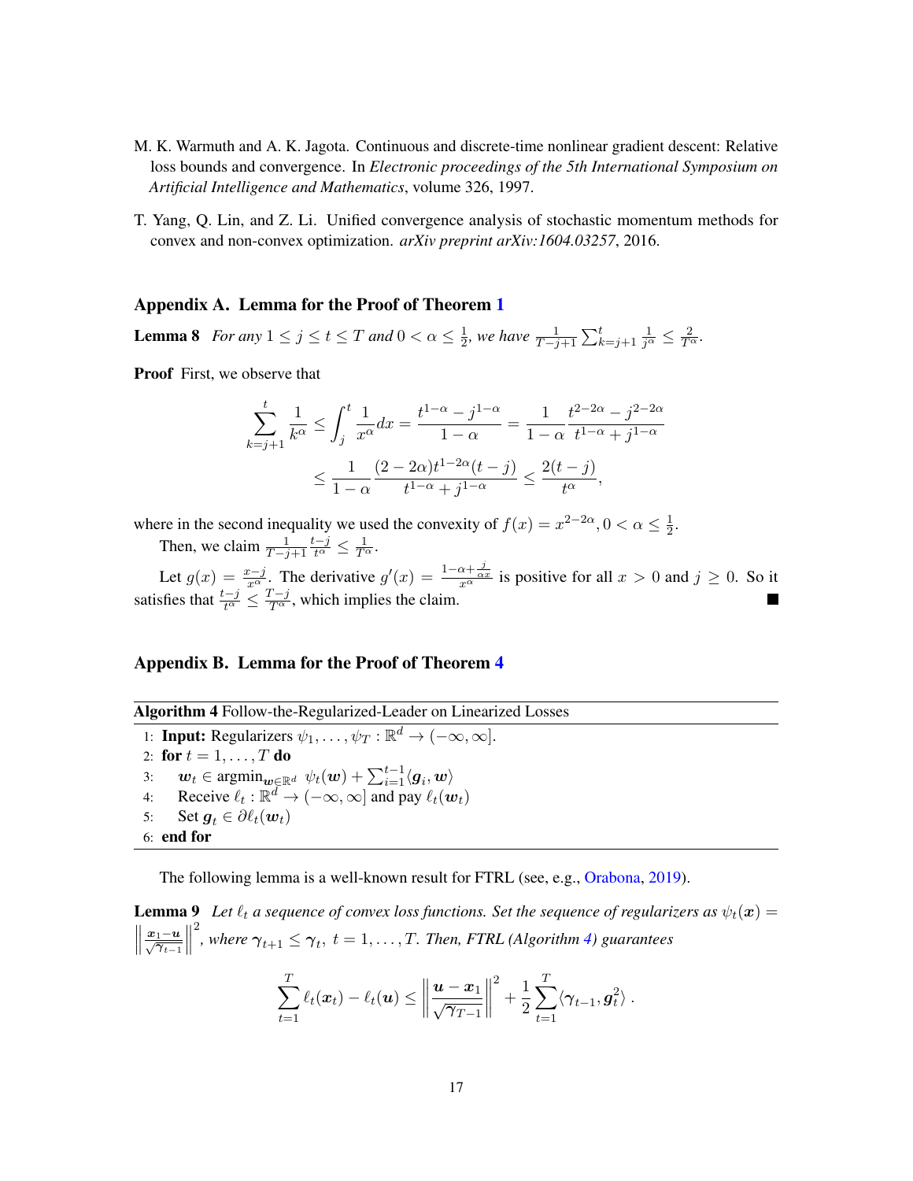M. K. Warmuth and A. K. Jagota. Continuous and discrete-time nonlinear gradient descent: Relative loss bounds and convergence. In *Electronic proceedings of the 5th International Symposium on Artificial Intelligence and Mathematics*, volume 326, 1997.

T. Yang, Q. Lin, and Z. Li. Unified convergence analysis of stochastic momentum methods for convex and non-convex optimization. *arXiv preprint arXiv:1604.03257*, 2016.

## Appendix A. Lemma for the Proof of Theorem 1

**Lemma 8** *For any $1 \leq j \leq t \leq T$ and $0 < \alpha \leq \frac{1}{2}$, we have $\frac{1}{T-j+1} \sum_{k=j+1}^{t} \frac{1}{j^\alpha} \leq \frac{2}{T^\alpha}$.*

**Proof** First, we observe that

$$\sum_{k=j+1}^{t} \frac{1}{k^\alpha} \leq \int_j^t \frac{1}{x^\alpha} dx = \frac{t^{1-\alpha} - j^{1-\alpha}}{1-\alpha} = \frac{1}{1-\alpha} \frac{t^{2-2\alpha} - j^{2-2\alpha}}{t^{1-\alpha} + j^{1-\alpha}}$$

$$\leq \frac{1}{1-\alpha} \frac{(2-2\alpha)t^{1-2\alpha}(t-j)}{t^{1-\alpha} + j^{1-\alpha}} \leq \frac{2(t-j)}{t^\alpha},$$

where in the second inequality we used the convexity of $f(x) = x^{2-2\alpha}, 0 < \alpha \leq \frac{1}{2}$.

Then, we claim $\frac{1}{T-j+1} \frac{t-j}{t^\alpha} \leq \frac{1}{T^\alpha}$.

Let $g(x) = \frac{x-j}{x^\alpha}$. The derivative $g'(x) = \frac{1-\alpha+\frac{j}{\alpha x}}{x^\alpha}$ is positive for all $x > 0$ and $j \geq 0$. So it satisfies that $\frac{t-j}{t^\alpha} \leq \frac{T-j}{T^\alpha}$, which implies the claim. ■

## Appendix B. Lemma for the Proof of Theorem 4

**Algorithm 4** Follow-the-Regularized-Leader on Linearized Losses

```
1: Input: Regularizers ψ_1, ..., ψ_T : R^d → (−∞, ∞].
2: for t = 1, ..., T do
3:     w_t ∈ argmin_{w∈R^d} ψ_t(w) + Σ_{i=1}^{t−1} ⟨g_i, w⟩
4:     Receive ℓ_t : R^d → (−∞, ∞] and pay ℓ_t(w_t)
5:     Set g_t ∈ ∂ℓ_t(w_t)
6: end for
```

The following lemma is a well-known result for FTRL (see, e.g., Orabona, 2019).

**Lemma 9** *Let $\ell_t$ a sequence of convex loss functions. Set the sequence of regularizers as $\psi_t(\boldsymbol{x}) = \left\| \frac{\boldsymbol{x}_1 - \boldsymbol{u}}{\sqrt{\boldsymbol{\gamma}_{t-1}}} \right\|^2$, where $\boldsymbol{\gamma}_{t+1} \leq \boldsymbol{\gamma}_t,\ t = 1, \dots, T$. Then, FTRL (Algorithm 4) guarantees*

$$\sum_{t=1}^{T} \ell_t(\boldsymbol{x}_t) - \ell_t(\boldsymbol{u}) \leq \left\| \frac{\boldsymbol{u} - \boldsymbol{x}_1}{\sqrt{\boldsymbol{\gamma}_{T-1}}} \right\|^2 + \frac{1}{2} \sum_{t=1}^{T} \langle \boldsymbol{\gamma}_{t-1}, \boldsymbol{g}_t^2 \rangle \,.$$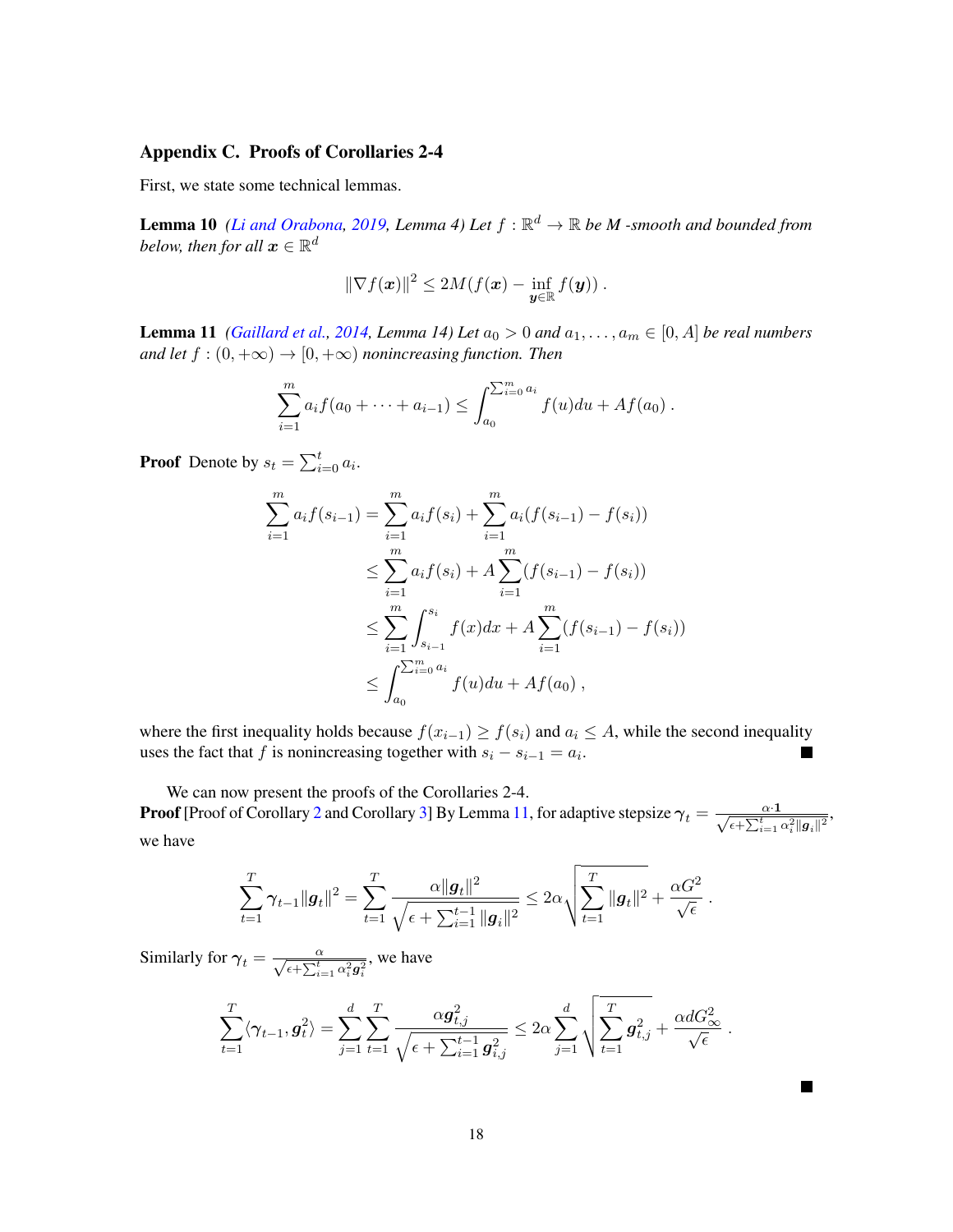## Appendix C. Proofs of Corollaries 2-4

First, we state some technical lemmas.

**Lemma 10** *(Li and Orabona, 2019, Lemma 4) Let $f : \mathbb{R}^d \to \mathbb{R}$ be M -smooth and bounded from below, then for all $\boldsymbol{x} \in \mathbb{R}^d$*

$$\|\nabla f(\boldsymbol{x})\|^2 \leq 2M(f(\boldsymbol{x}) - \inf_{\boldsymbol{y} \in \mathbb{R}} f(\boldsymbol{y}))\ .$$

**Lemma 11** *(Gaillard et al., 2014, Lemma 14) Let $a_0 > 0$ and $a_1, \dots, a_m \in [0, A]$ be real numbers and let $f : (0, +\infty) \to [0, +\infty)$ nonincreasing function. Then*

$$\sum_{i=1}^{m} a_i f(a_0 + \dots + a_{i-1}) \leq \int_{a_0}^{\sum_{i=0}^{m} a_i} f(u) du + A f(a_0)\ .$$

**Proof** Denote by $s_t = \sum_{i=0}^{t} a_i$.

$$\begin{aligned}
\sum_{i=1}^{m} a_i f(s_{i-1}) &= \sum_{i=1}^{m} a_i f(s_i) + \sum_{i=1}^{m} a_i (f(s_{i-1}) - f(s_i)) \\
&\leq \sum_{i=1}^{m} a_i f(s_i) + A \sum_{i=1}^{m} (f(s_{i-1}) - f(s_i)) \\
&\leq \sum_{i=1}^{m} \int_{s_{i-1}}^{s_i} f(x) dx + A \sum_{i=1}^{m} (f(s_{i-1}) - f(s_i)) \\
&\leq \int_{a_0}^{\sum_{i=0}^{m} a_i} f(u) du + A f(a_0)\ ,
\end{aligned}$$

where the first inequality holds because $f(x_{i-1}) \geq f(s_i)$ and $a_i \leq A$, while the second inequality uses the fact that $f$ is nonincreasing together with $s_i - s_{i-1} = a_i$. ∎

We can now present the proofs of the Corollaries 2-4.

**Proof** [Proof of Corollary 2 and Corollary 3] By Lemma 11, for adaptive stepsize $\boldsymbol{\gamma}_t = \frac{\alpha \cdot \mathbf{1}}{\sqrt{\epsilon + \sum_{i=1}^{t} \alpha_i^2 \|\boldsymbol{g}_i\|^2}}$, we have

$$\sum_{t=1}^{T} \boldsymbol{\gamma}_{t-1} \|\boldsymbol{g}_t\|^2 = \sum_{t=1}^{T} \frac{\alpha \|\boldsymbol{g}_t\|^2}{\sqrt{\epsilon + \sum_{i=1}^{t-1} \|\boldsymbol{g}_i\|^2}} \leq 2\alpha \sqrt{\sum_{t=1}^{T} \|\boldsymbol{g}_t\|^2} + \frac{\alpha G^2}{\sqrt{\epsilon}}\ .$$

Similarly for $\boldsymbol{\gamma}_t = \frac{\alpha}{\sqrt{\epsilon + \sum_{i=1}^{t} \alpha_i^2 \boldsymbol{g}_i^2}}$, we have

$$\sum_{t=1}^{T} \langle \boldsymbol{\gamma}_{t-1}, \boldsymbol{g}_t^2 \rangle = \sum_{j=1}^{d} \sum_{t=1}^{T} \frac{\alpha \boldsymbol{g}_{t,j}^2}{\sqrt{\epsilon + \sum_{i=1}^{t-1} \boldsymbol{g}_{i,j}^2}} \leq 2\alpha \sum_{j=1}^{d} \sqrt{\sum_{t=1}^{T} \boldsymbol{g}_{t,j}^2} + \frac{\alpha d G_\infty^2}{\sqrt{\epsilon}}\ .$$

∎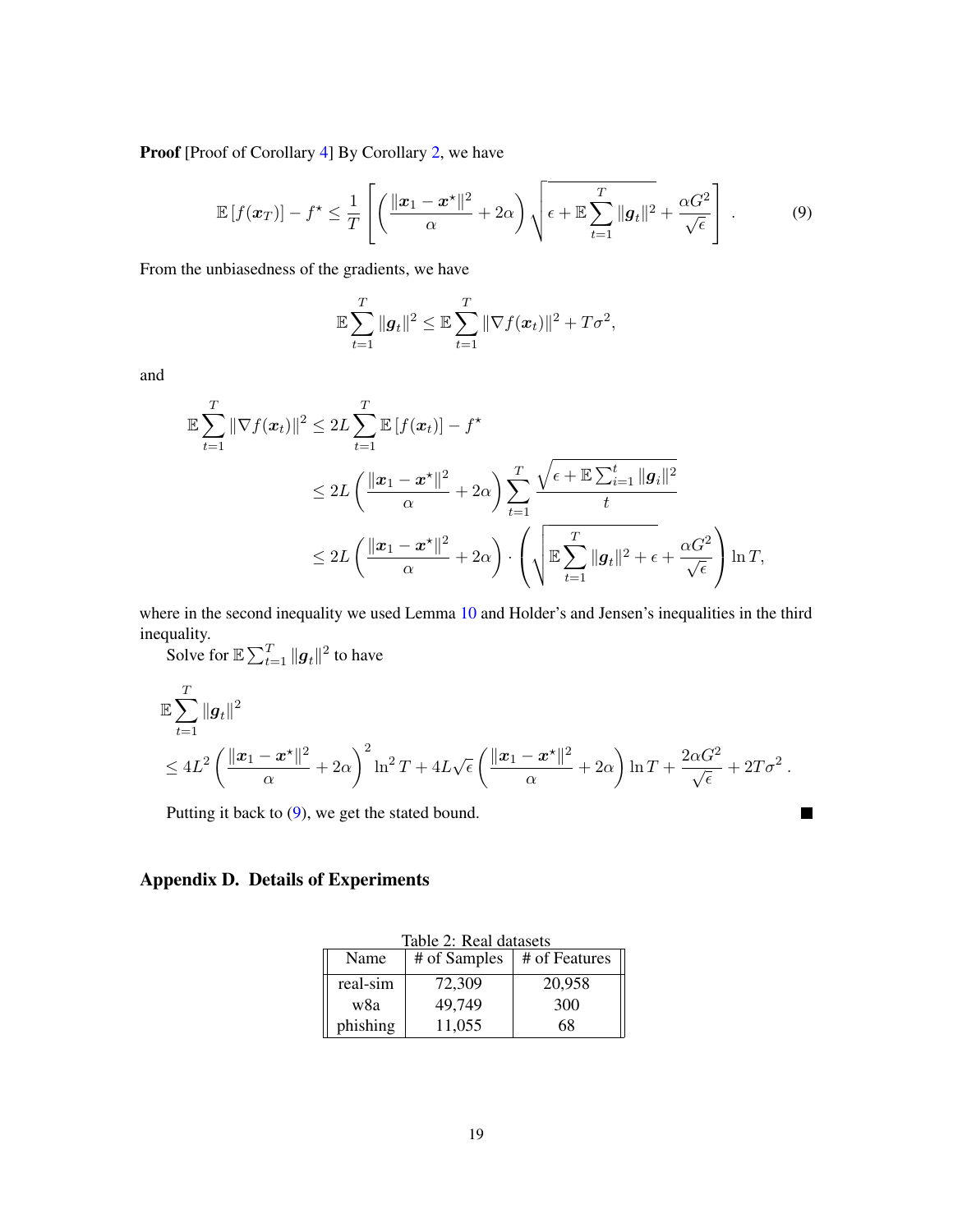**Proof** [Proof of Corollary 4] By Corollary 2, we have

$$\mathbb{E}\left[f(\boldsymbol{x}_T)\right] - f^\star \leq \frac{1}{T}\left[\left(\frac{\|\boldsymbol{x}_1 - \boldsymbol{x}^\star\|^2}{\alpha} + 2\alpha\right)\sqrt{\epsilon + \mathbb{E}\sum_{t=1}^{T}\|\boldsymbol{g}_t\|^2 + \frac{\alpha G^2}{\sqrt{\epsilon}}}\right]. \tag{9}$$

From the unbiasedness of the gradients, we have

$$\mathbb{E}\sum_{t=1}^{T}\|\boldsymbol{g}_t\|^2 \leq \mathbb{E}\sum_{t=1}^{T}\|\nabla f(\boldsymbol{x}_t)\|^2 + T\sigma^2,$$

and

$$\begin{aligned}
\mathbb{E}\sum_{t=1}^{T}\|\nabla f(\boldsymbol{x}_t)\|^2 &\leq 2L\sum_{t=1}^{T}\mathbb{E}\left[f(\boldsymbol{x}_t)\right] - f^\star \\
&\leq 2L\left(\frac{\|\boldsymbol{x}_1 - \boldsymbol{x}^\star\|^2}{\alpha} + 2\alpha\right)\sum_{t=1}^{T}\frac{\sqrt{\epsilon + \mathbb{E}\sum_{i=1}^{t}\|\boldsymbol{g}_i\|^2}}{t} \\
&\leq 2L\left(\frac{\|\boldsymbol{x}_1 - \boldsymbol{x}^\star\|^2}{\alpha} + 2\alpha\right)\cdot\left(\sqrt{\mathbb{E}\sum_{t=1}^{T}\|\boldsymbol{g}_t\|^2 + \epsilon} + \frac{\alpha G^2}{\sqrt{\epsilon}}\right)\ln T,
\end{aligned}$$

where in the second inequality we used Lemma 10 and Holder's and Jensen's inequalities in the third inequality.

Solve for $\mathbb{E}\sum_{t=1}^{T}\|\boldsymbol{g}_t\|^2$ to have

$$\begin{aligned}
&\mathbb{E}\sum_{t=1}^{T}\|\boldsymbol{g}_t\|^2 \\
&\leq 4L^2\left(\frac{\|\boldsymbol{x}_1 - \boldsymbol{x}^\star\|^2}{\alpha} + 2\alpha\right)^2\ln^2 T + 4L\sqrt{\epsilon}\left(\frac{\|\boldsymbol{x}_1 - \boldsymbol{x}^\star\|^2}{\alpha} + 2\alpha\right)\ln T + \frac{2\alpha G^2}{\sqrt{\epsilon}} + 2T\sigma^2.
\end{aligned}$$

Putting it back to (9), we get the stated bound. ■

## Appendix D. Details of Experiments

Table 2: Real datasets

| Name | # of Samples | # of Features |
|---|---|---|
| real-sim | 72,309 | 20,958 |
| w8a | 49,749 | 300 |
| phishing | 11,055 | 68 |